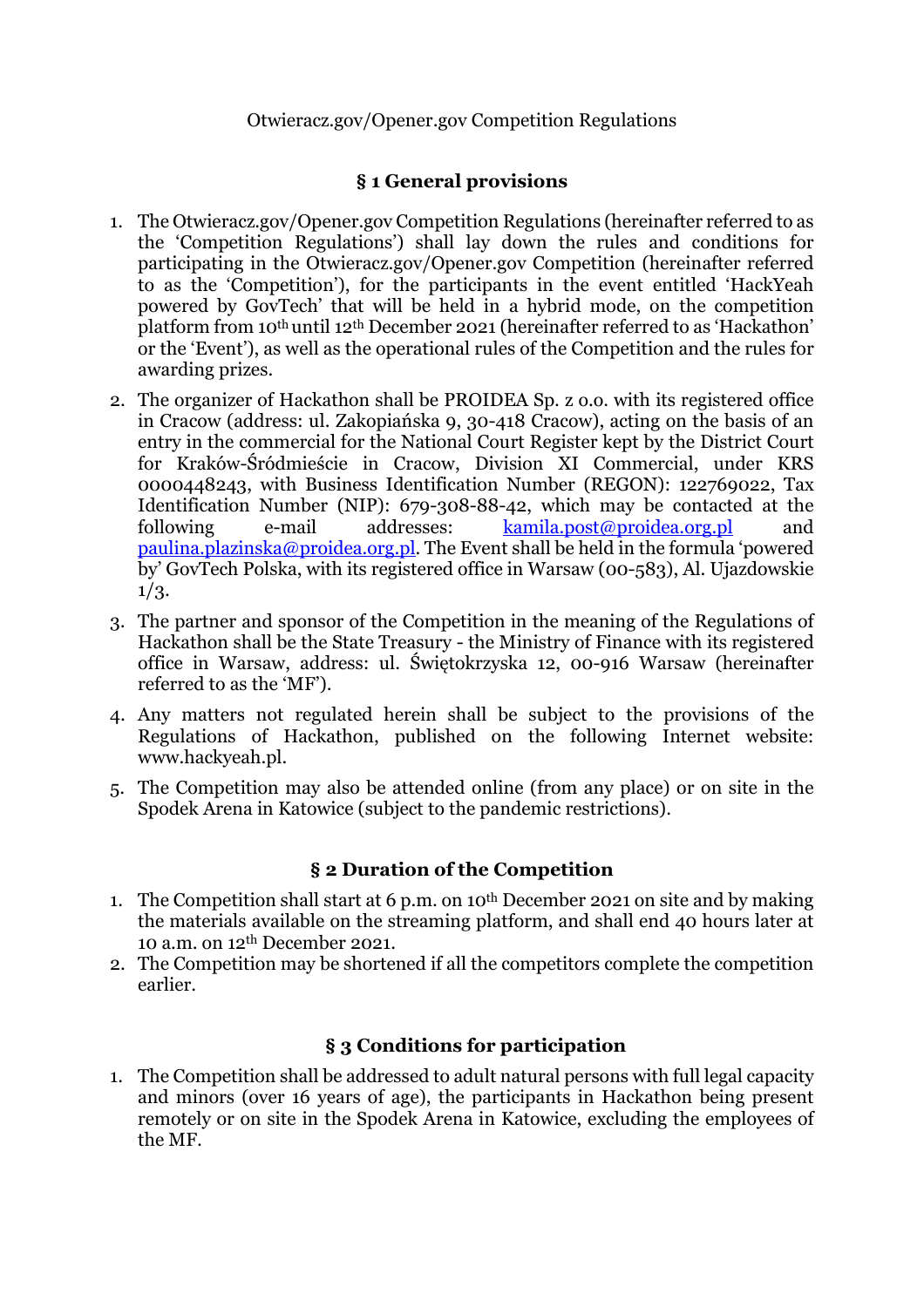Otwieracz.gov/Opener.gov Competition Regulations

## § 1 General provisions

1. The Otwieracz.gov/Opener.gov Competition Regulations (hereinafter referred to as the 'Competition Regulations') shall lay down the rules and conditions for participating in the Otwieracz.gov/Opener.gov Competition (hereinafter referred to as the 'Competition'), for the participants in the event entitled 'HackYeah powered by GovTech' that will be held in a hybrid mode, on the competition platform from 10th until 12th December 2021 (hereinafter referred to as 'Hackathon' or the 'Event'), as well as the operational rules of the Competition and the rules for awarding prizes.
2. The organizer of Hackathon shall be PROIDEA Sp. z o.o. with its registered office in Cracow (address: ul. Zakopiańska 9, 30-418 Cracow), acting on the basis of an entry in the commercial for the National Court Register kept by the District Court for Kraków-Śródmieście in Cracow, Division XI Commercial, under KRS 0000448243, with Business Identification Number (REGON): 122769022, Tax Identification Number (NIP): 679-308-88-42, which may be contacted at the following e-mail addresses: kamila.post@proidea.org.pl and paulina.plazinska@proidea.org.pl. The Event shall be held in the formula 'powered by' GovTech Polska, with its registered office in Warsaw (00-583), Al. Ujazdowskie 1/3.
3. The partner and sponsor of the Competition in the meaning of the Regulations of Hackathon shall be the State Treasury - the Ministry of Finance with its registered office in Warsaw, address: ul. Świętokrzyska 12, 00-916 Warsaw (hereinafter referred to as the 'MF').
4. Any matters not regulated herein shall be subject to the provisions of the Regulations of Hackathon, published on the following Internet website: www.hackyeah.pl.
5. The Competition may also be attended online (from any place) or on site in the Spodek Arena in Katowice (subject to the pandemic restrictions).

## § 2 Duration of the Competition

1. The Competition shall start at 6 p.m. on 10th December 2021 on site and by making the materials available on the streaming platform, and shall end 40 hours later at 10 a.m. on 12th December 2021.
2. The Competition may be shortened if all the competitors complete the competition earlier.

## § 3 Conditions for participation

1. The Competition shall be addressed to adult natural persons with full legal capacity and minors (over 16 years of age), the participants in Hackathon being present remotely or on site in the Spodek Arena in Katowice, excluding the employees of the MF.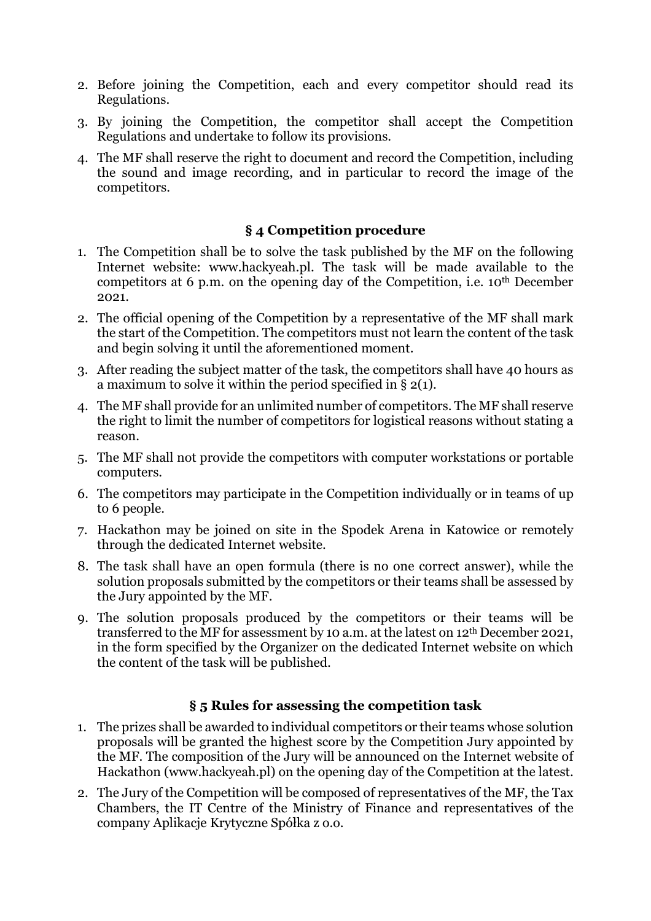2. Before joining the Competition, each and every competitor should read its Regulations.
3. By joining the Competition, the competitor shall accept the Competition Regulations and undertake to follow its provisions.
4. The MF shall reserve the right to document and record the Competition, including the sound and image recording, and in particular to record the image of the competitors.

### § 4 Competition procedure

1. The Competition shall be to solve the task published by the MF on the following Internet website: www.hackyeah.pl. The task will be made available to the competitors at 6 p.m. on the opening day of the Competition, i.e. 10th December 2021.
2. The official opening of the Competition by a representative of the MF shall mark the start of the Competition. The competitors must not learn the content of the task and begin solving it until the aforementioned moment.
3. After reading the subject matter of the task, the competitors shall have 40 hours as a maximum to solve it within the period specified in § 2(1).
4. The MF shall provide for an unlimited number of competitors. The MF shall reserve the right to limit the number of competitors for logistical reasons without stating a reason.
5. The MF shall not provide the competitors with computer workstations or portable computers.
6. The competitors may participate in the Competition individually or in teams of up to 6 people.
7. Hackathon may be joined on site in the Spodek Arena in Katowice or remotely through the dedicated Internet website.
8. The task shall have an open formula (there is no one correct answer), while the solution proposals submitted by the competitors or their teams shall be assessed by the Jury appointed by the MF.
9. The solution proposals produced by the competitors or their teams will be transferred to the MF for assessment by 10 a.m. at the latest on 12th December 2021, in the form specified by the Organizer on the dedicated Internet website on which the content of the task will be published.

### § 5 Rules for assessing the competition task

1. The prizes shall be awarded to individual competitors or their teams whose solution proposals will be granted the highest score by the Competition Jury appointed by the MF. The composition of the Jury will be announced on the Internet website of Hackathon (www.hackyeah.pl) on the opening day of the Competition at the latest.
2. The Jury of the Competition will be composed of representatives of the MF, the Tax Chambers, the IT Centre of the Ministry of Finance and representatives of the company Aplikacje Krytyczne Spółka z o.o.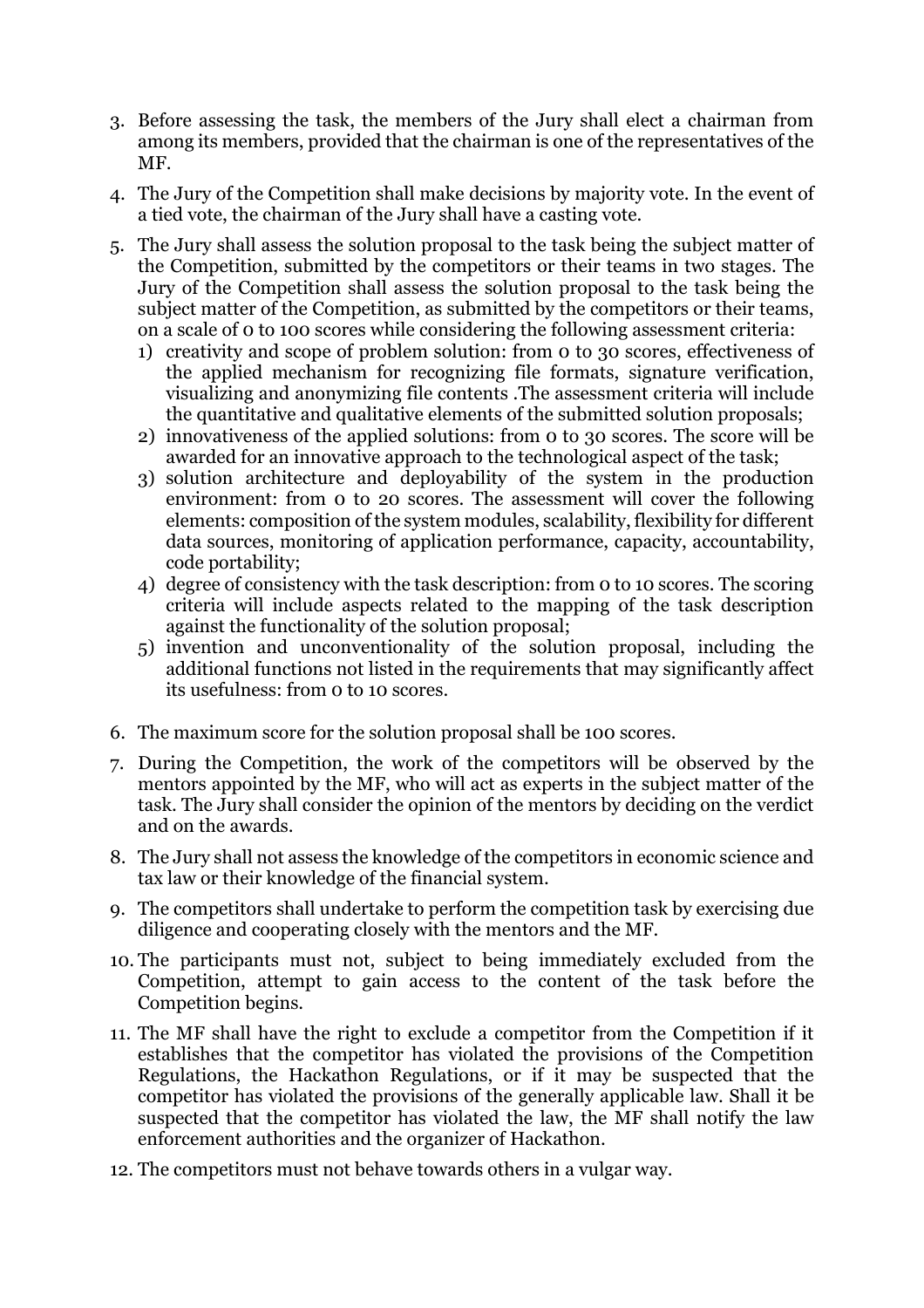3. Before assessing the task, the members of the Jury shall elect a chairman from among its members, provided that the chairman is one of the representatives of the MF.
4. The Jury of the Competition shall make decisions by majority vote. In the event of a tied vote, the chairman of the Jury shall have a casting vote.
5. The Jury shall assess the solution proposal to the task being the subject matter of the Competition, submitted by the competitors or their teams in two stages. The Jury of the Competition shall assess the solution proposal to the task being the subject matter of the Competition, as submitted by the competitors or their teams, on a scale of 0 to 100 scores while considering the following assessment criteria:
   1) creativity and scope of problem solution: from 0 to 30 scores, effectiveness of the applied mechanism for recognizing file formats, signature verification, visualizing and anonymizing file contents .The assessment criteria will include the quantitative and qualitative elements of the submitted solution proposals;
   2) innovativeness of the applied solutions: from 0 to 30 scores. The score will be awarded for an innovative approach to the technological aspect of the task;
   3) solution architecture and deployability of the system in the production environment: from 0 to 20 scores. The assessment will cover the following elements: composition of the system modules, scalability, flexibility for different data sources, monitoring of application performance, capacity, accountability, code portability;
   4) degree of consistency with the task description: from 0 to 10 scores. The scoring criteria will include aspects related to the mapping of the task description against the functionality of the solution proposal;
   5) invention and unconventionality of the solution proposal, including the additional functions not listed in the requirements that may significantly affect its usefulness: from 0 to 10 scores.
6. The maximum score for the solution proposal shall be 100 scores.
7. During the Competition, the work of the competitors will be observed by the mentors appointed by the MF, who will act as experts in the subject matter of the task. The Jury shall consider the opinion of the mentors by deciding on the verdict and on the awards.
8. The Jury shall not assess the knowledge of the competitors in economic science and tax law or their knowledge of the financial system.
9. The competitors shall undertake to perform the competition task by exercising due diligence and cooperating closely with the mentors and the MF.
10. The participants must not, subject to being immediately excluded from the Competition, attempt to gain access to the content of the task before the Competition begins.
11. The MF shall have the right to exclude a competitor from the Competition if it establishes that the competitor has violated the provisions of the Competition Regulations, the Hackathon Regulations, or if it may be suspected that the competitor has violated the provisions of the generally applicable law. Shall it be suspected that the competitor has violated the law, the MF shall notify the law enforcement authorities and the organizer of Hackathon.
12. The competitors must not behave towards others in a vulgar way.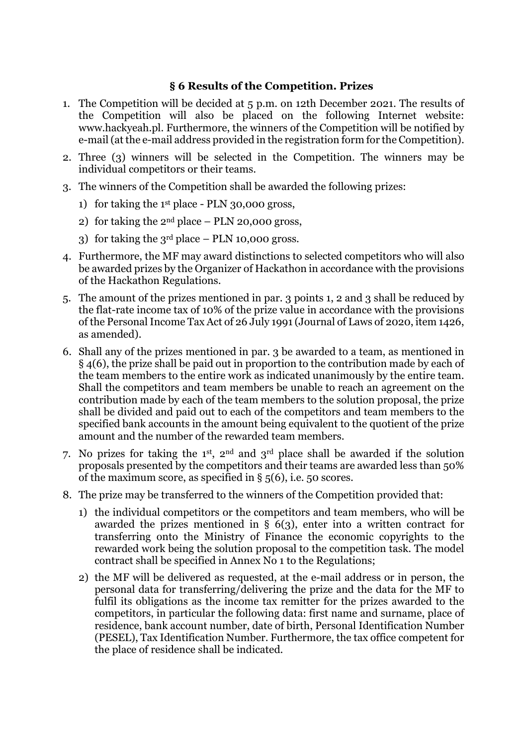### § 6 Results of the Competition. Prizes

1. The Competition will be decided at 5 p.m. on 12th December 2021. The results of the Competition will also be placed on the following Internet website: www.hackyeah.pl. Furthermore, the winners of the Competition will be notified by e-mail (at the e-mail address provided in the registration form for the Competition).
2. Three (3) winners will be selected in the Competition. The winners may be individual competitors or their teams.
3. The winners of the Competition shall be awarded the following prizes:
   1) for taking the 1st place - PLN 30,000 gross,
   2) for taking the 2nd place – PLN 20,000 gross,
   3) for taking the 3rd place – PLN 10,000 gross.
4. Furthermore, the MF may award distinctions to selected competitors who will also be awarded prizes by the Organizer of Hackathon in accordance with the provisions of the Hackathon Regulations.
5. The amount of the prizes mentioned in par. 3 points 1, 2 and 3 shall be reduced by the flat-rate income tax of 10% of the prize value in accordance with the provisions of the Personal Income Tax Act of 26 July 1991 (Journal of Laws of 2020, item 1426, as amended).
6. Shall any of the prizes mentioned in par. 3 be awarded to a team, as mentioned in § 4(6), the prize shall be paid out in proportion to the contribution made by each of the team members to the entire work as indicated unanimously by the entire team. Shall the competitors and team members be unable to reach an agreement on the contribution made by each of the team members to the solution proposal, the prize shall be divided and paid out to each of the competitors and team members to the specified bank accounts in the amount being equivalent to the quotient of the prize amount and the number of the rewarded team members.
7. No prizes for taking the 1st, 2nd and 3rd place shall be awarded if the solution proposals presented by the competitors and their teams are awarded less than 50% of the maximum score, as specified in § 5(6), i.e. 50 scores.
8. The prize may be transferred to the winners of the Competition provided that:
   1) the individual competitors or the competitors and team members, who will be awarded the prizes mentioned in § 6(3), enter into a written contract for transferring onto the Ministry of Finance the economic copyrights to the rewarded work being the solution proposal to the competition task. The model contract shall be specified in Annex No 1 to the Regulations;
   2) the MF will be delivered as requested, at the e-mail address or in person, the personal data for transferring/delivering the prize and the data for the MF to fulfil its obligations as the income tax remitter for the prizes awarded to the competitors, in particular the following data: first name and surname, place of residence, bank account number, date of birth, Personal Identification Number (PESEL), Tax Identification Number. Furthermore, the tax office competent for the place of residence shall be indicated.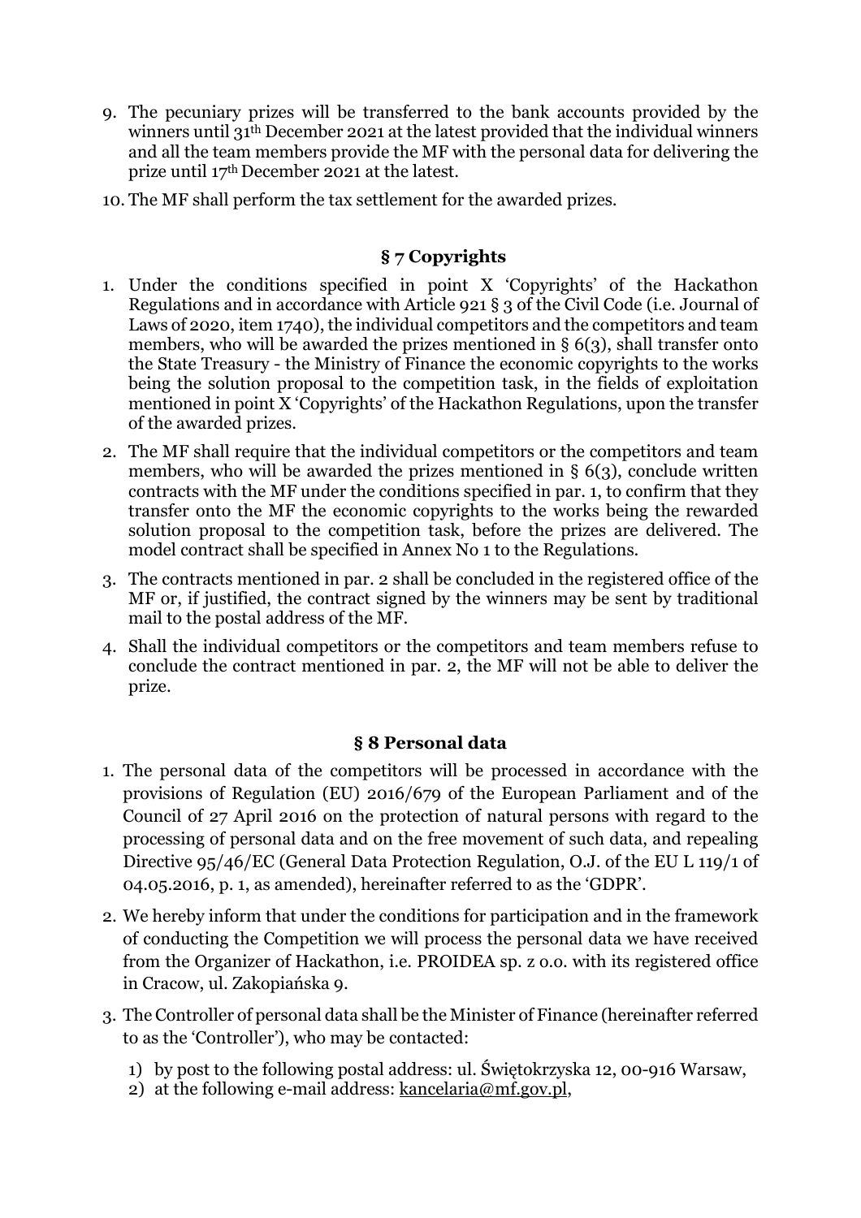9. The pecuniary prizes will be transferred to the bank accounts provided by the winners until 31th December 2021 at the latest provided that the individual winners and all the team members provide the MF with the personal data for delivering the prize until 17th December 2021 at the latest.
10. The MF shall perform the tax settlement for the awarded prizes.

## § 7 Copyrights

1. Under the conditions specified in point X 'Copyrights' of the Hackathon Regulations and in accordance with Article 921 § 3 of the Civil Code (i.e. Journal of Laws of 2020, item 1740), the individual competitors and the competitors and team members, who will be awarded the prizes mentioned in § 6(3), shall transfer onto the State Treasury - the Ministry of Finance the economic copyrights to the works being the solution proposal to the competition task, in the fields of exploitation mentioned in point X 'Copyrights' of the Hackathon Regulations, upon the transfer of the awarded prizes.
2. The MF shall require that the individual competitors or the competitors and team members, who will be awarded the prizes mentioned in § 6(3), conclude written contracts with the MF under the conditions specified in par. 1, to confirm that they transfer onto the MF the economic copyrights to the works being the rewarded solution proposal to the competition task, before the prizes are delivered. The model contract shall be specified in Annex No 1 to the Regulations.
3. The contracts mentioned in par. 2 shall be concluded in the registered office of the MF or, if justified, the contract signed by the winners may be sent by traditional mail to the postal address of the MF.
4. Shall the individual competitors or the competitors and team members refuse to conclude the contract mentioned in par. 2, the MF will not be able to deliver the prize.

## § 8 Personal data

1. The personal data of the competitors will be processed in accordance with the provisions of Regulation (EU) 2016/679 of the European Parliament and of the Council of 27 April 2016 on the protection of natural persons with regard to the processing of personal data and on the free movement of such data, and repealing Directive 95/46/EC (General Data Protection Regulation, O.J. of the EU L 119/1 of 04.05.2016, p. 1, as amended), hereinafter referred to as the 'GDPR'.
2. We hereby inform that under the conditions for participation and in the framework of conducting the Competition we will process the personal data we have received from the Organizer of Hackathon, i.e. PROIDEA sp. z o.o. with its registered office in Cracow, ul. Zakopiańska 9.
3. The Controller of personal data shall be the Minister of Finance (hereinafter referred to as the 'Controller'), who may be contacted:
   1) by post to the following postal address: ul. Świętokrzyska 12, 00-916 Warsaw,
   2) at the following e-mail address: kancelaria@mf.gov.pl,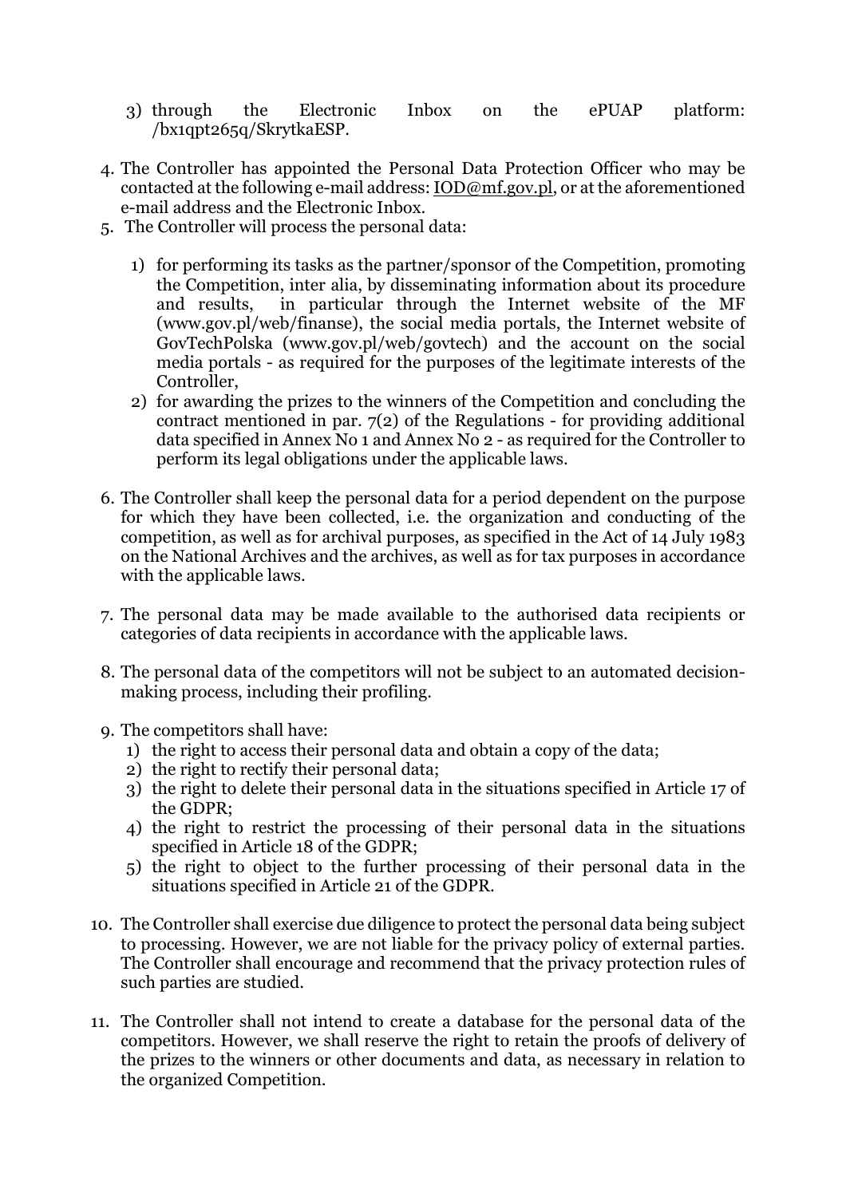3) through the Electronic Inbox on the ePUAP platform: /bx1qpt265q/SkrytkaESP.

4. The Controller has appointed the Personal Data Protection Officer who may be contacted at the following e-mail address: IOD@mf.gov.pl, or at the aforementioned e-mail address and the Electronic Inbox.
5. The Controller will process the personal data:
   1) for performing its tasks as the partner/sponsor of the Competition, promoting the Competition, inter alia, by disseminating information about its procedure and results, in particular through the Internet website of the MF (www.gov.pl/web/finanse), the social media portals, the Internet website of GovTechPolska (www.gov.pl/web/govtech) and the account on the social media portals - as required for the purposes of the legitimate interests of the Controller,
   2) for awarding the prizes to the winners of the Competition and concluding the contract mentioned in par. 7(2) of the Regulations - for providing additional data specified in Annex No 1 and Annex No 2 - as required for the Controller to perform its legal obligations under the applicable laws.
6. The Controller shall keep the personal data for a period dependent on the purpose for which they have been collected, i.e. the organization and conducting of the competition, as well as for archival purposes, as specified in the Act of 14 July 1983 on the National Archives and the archives, as well as for tax purposes in accordance with the applicable laws.
7. The personal data may be made available to the authorised data recipients or categories of data recipients in accordance with the applicable laws.
8. The personal data of the competitors will not be subject to an automated decision-making process, including their profiling.
9. The competitors shall have:
   1) the right to access their personal data and obtain a copy of the data;
   2) the right to rectify their personal data;
   3) the right to delete their personal data in the situations specified in Article 17 of the GDPR;
   4) the right to restrict the processing of their personal data in the situations specified in Article 18 of the GDPR;
   5) the right to object to the further processing of their personal data in the situations specified in Article 21 of the GDPR.
10. The Controller shall exercise due diligence to protect the personal data being subject to processing. However, we are not liable for the privacy policy of external parties. The Controller shall encourage and recommend that the privacy protection rules of such parties are studied.
11. The Controller shall not intend to create a database for the personal data of the competitors. However, we shall reserve the right to retain the proofs of delivery of the prizes to the winners or other documents and data, as necessary in relation to the organized Competition.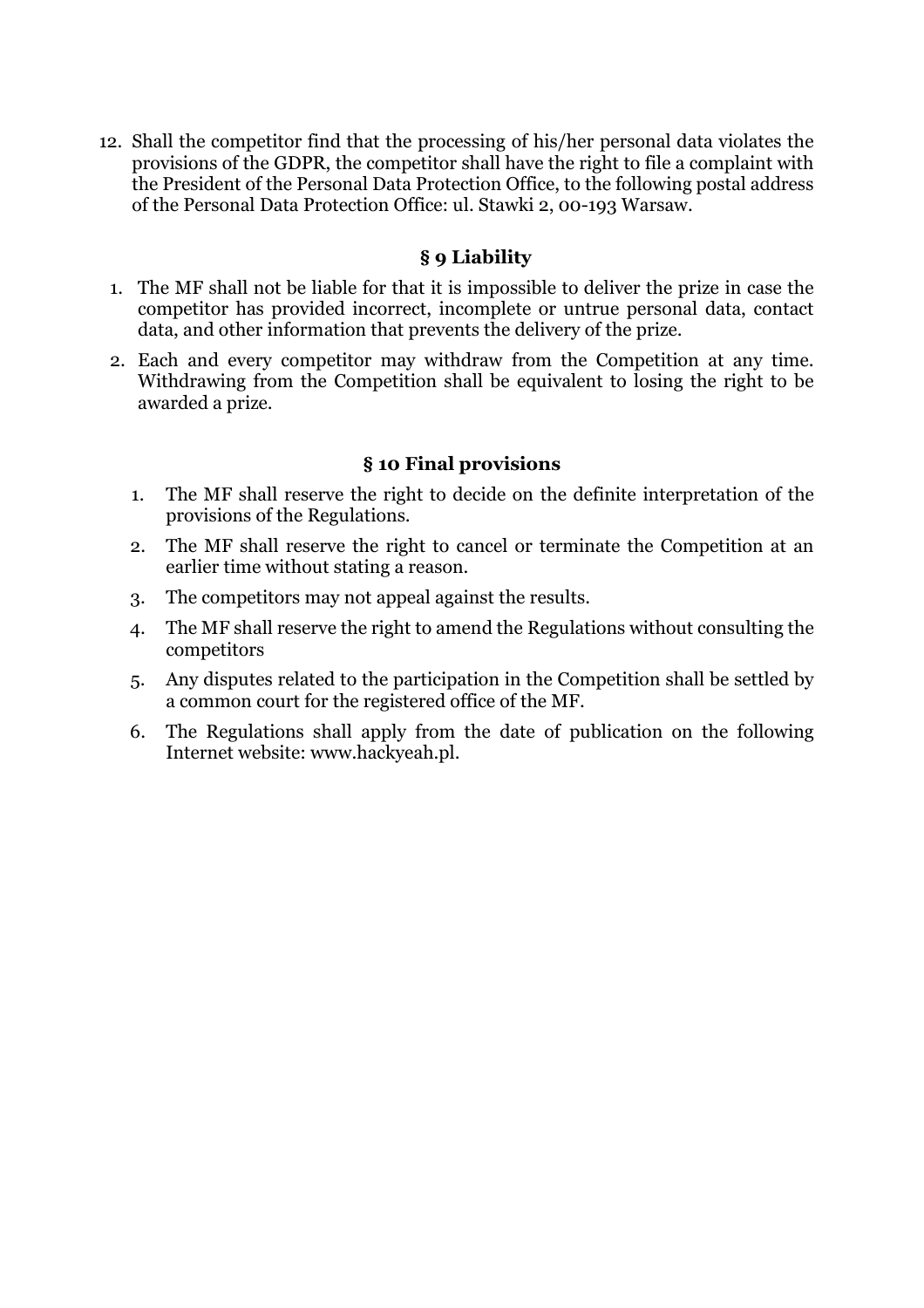12. Shall the competitor find that the processing of his/her personal data violates the provisions of the GDPR, the competitor shall have the right to file a complaint with the President of the Personal Data Protection Office, to the following postal address of the Personal Data Protection Office: ul. Stawki 2, 00-193 Warsaw.

## § 9 Liability

1. The MF shall not be liable for that it is impossible to deliver the prize in case the competitor has provided incorrect, incomplete or untrue personal data, contact data, and other information that prevents the delivery of the prize.
2. Each and every competitor may withdraw from the Competition at any time. Withdrawing from the Competition shall be equivalent to losing the right to be awarded a prize.

## § 10 Final provisions

1. The MF shall reserve the right to decide on the definite interpretation of the provisions of the Regulations.
2. The MF shall reserve the right to cancel or terminate the Competition at an earlier time without stating a reason.
3. The competitors may not appeal against the results.
4. The MF shall reserve the right to amend the Regulations without consulting the competitors
5. Any disputes related to the participation in the Competition shall be settled by a common court for the registered office of the MF.
6. The Regulations shall apply from the date of publication on the following Internet website: www.hackyeah.pl.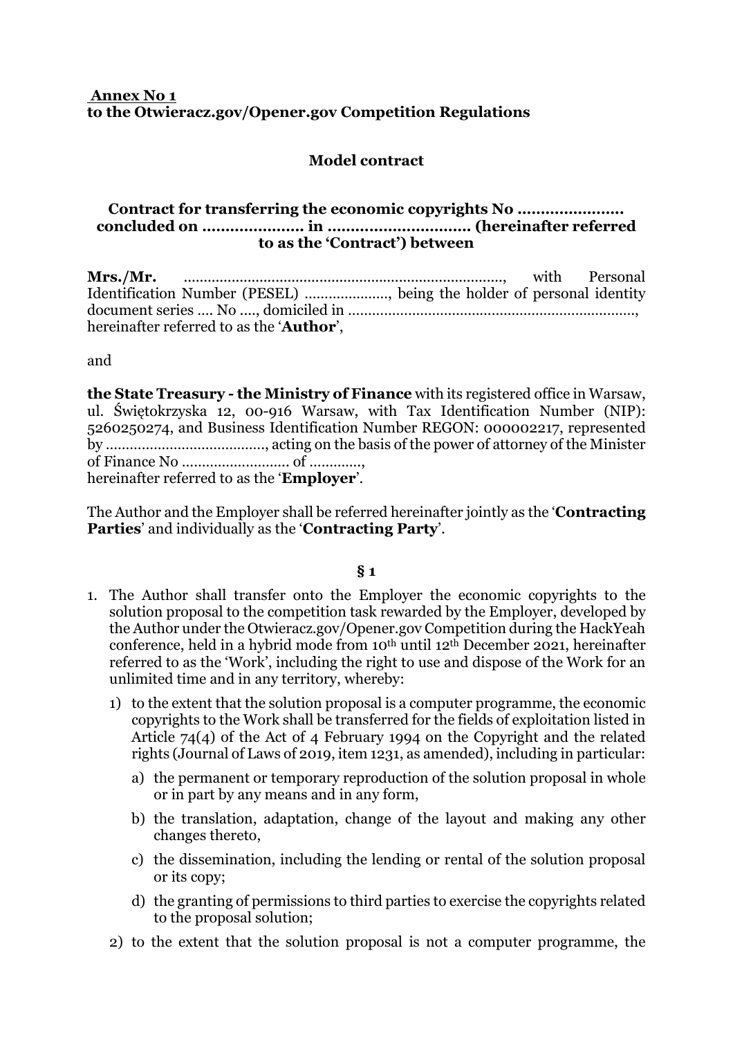**Annex No 1**
**to the Otwieracz.gov/Opener.gov Competition Regulations**

**Model contract**

**Contract for transferring the economic copyrights No …………………. concluded on ………………… in …………………………. (hereinafter referred to as the 'Contract') between**

**Mrs./Mr.** ……………………………………………………………………, with Personal Identification Number (PESEL) …………………, being the holder of personal identity document series …. No …., domiciled in ……………………………………………………………, hereinafter referred to as the '**Author**',

and

**the State Treasury - the Ministry of Finance** with its registered office in Warsaw, ul. Świętokrzyska 12, 00-916 Warsaw, with Tax Identification Number (NIP): 5260250274, and Business Identification Number REGON: 000002217, represented by ………………………………….., acting on the basis of the power of attorney of the Minister of Finance No ……………………… of …………, hereinafter referred to as the '**Employer**'.

The Author and the Employer shall be referred hereinafter jointly as the '**Contracting Parties**' and individually as the '**Contracting Party**'.

**§ 1**

1. The Author shall transfer onto the Employer the economic copyrights to the solution proposal to the competition task rewarded by the Employer, developed by the Author under the Otwieracz.gov/Opener.gov Competition during the HackYeah conference, held in a hybrid mode from 10th until 12th December 2021, hereinafter referred to as the 'Work', including the right to use and dispose of the Work for an unlimited time and in any territory, whereby:
   1) to the extent that the solution proposal is a computer programme, the economic copyrights to the Work shall be transferred for the fields of exploitation listed in Article 74(4) of the Act of 4 February 1994 on the Copyright and the related rights (Journal of Laws of 2019, item 1231, as amended), including in particular:
      a) the permanent or temporary reproduction of the solution proposal in whole or in part by any means and in any form,
      b) the translation, adaptation, change of the layout and making any other changes thereto,
      c) the dissemination, including the lending or rental of the solution proposal or its copy;
      d) the granting of permissions to third parties to exercise the copyrights related to the proposal solution;
   2) to the extent that the solution proposal is not a computer programme, the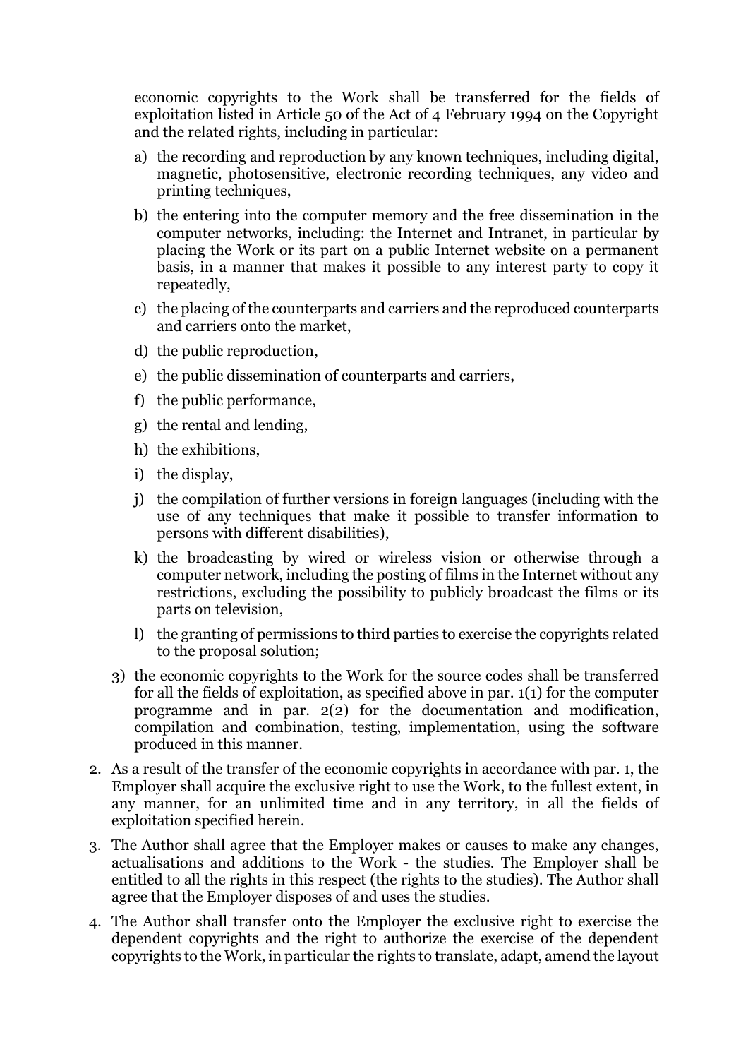economic copyrights to the Work shall be transferred for the fields of exploitation listed in Article 50 of the Act of 4 February 1994 on the Copyright and the related rights, including in particular:

   a) the recording and reproduction by any known techniques, including digital, magnetic, photosensitive, electronic recording techniques, any video and printing techniques,
   b) the entering into the computer memory and the free dissemination in the computer networks, including: the Internet and Intranet, in particular by placing the Work or its part on a public Internet website on a permanent basis, in a manner that makes it possible to any interest party to copy it repeatedly,
   c) the placing of the counterparts and carriers and the reproduced counterparts and carriers onto the market,
   d) the public reproduction,
   e) the public dissemination of counterparts and carriers,
   f) the public performance,
   g) the rental and lending,
   h) the exhibitions,
   i) the display,
   j) the compilation of further versions in foreign languages (including with the use of any techniques that make it possible to transfer information to persons with different disabilities),
   k) the broadcasting by wired or wireless vision or otherwise through a computer network, including the posting of films in the Internet without any restrictions, excluding the possibility to publicly broadcast the films or its parts on television,
   l) the granting of permissions to third parties to exercise the copyrights related to the proposal solution;

3) the economic copyrights to the Work for the source codes shall be transferred for all the fields of exploitation, as specified above in par. 1(1) for the computer programme and in par. 2(2) for the documentation and modification, compilation and combination, testing, implementation, using the software produced in this manner.

2. As a result of the transfer of the economic copyrights in accordance with par. 1, the Employer shall acquire the exclusive right to use the Work, to the fullest extent, in any manner, for an unlimited time and in any territory, in all the fields of exploitation specified herein.
3. The Author shall agree that the Employer makes or causes to make any changes, actualisations and additions to the Work - the studies. The Employer shall be entitled to all the rights in this respect (the rights to the studies). The Author shall agree that the Employer disposes of and uses the studies.
4. The Author shall transfer onto the Employer the exclusive right to exercise the dependent copyrights and the right to authorize the exercise of the dependent copyrights to the Work, in particular the rights to translate, adapt, amend the layout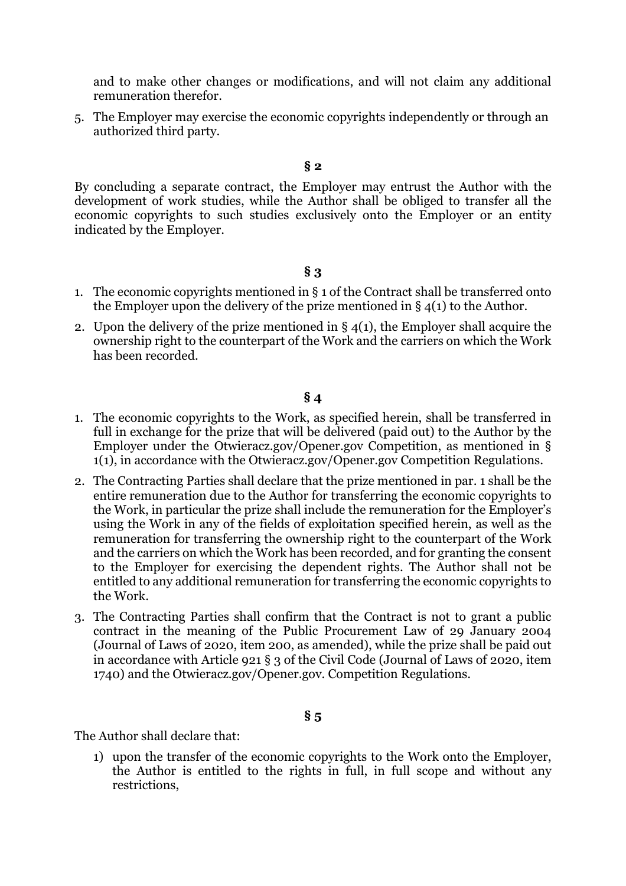and to make other changes or modifications, and will not claim any additional remuneration therefor.

5. The Employer may exercise the economic copyrights independently or through an authorized third party.

## § 2

By concluding a separate contract, the Employer may entrust the Author with the development of work studies, while the Author shall be obliged to transfer all the economic copyrights to such studies exclusively onto the Employer or an entity indicated by the Employer.

## § 3

1. The economic copyrights mentioned in § 1 of the Contract shall be transferred onto the Employer upon the delivery of the prize mentioned in § 4(1) to the Author.
2. Upon the delivery of the prize mentioned in § 4(1), the Employer shall acquire the ownership right to the counterpart of the Work and the carriers on which the Work has been recorded.

## § 4

1. The economic copyrights to the Work, as specified herein, shall be transferred in full in exchange for the prize that will be delivered (paid out) to the Author by the Employer under the Otwieracz.gov/Opener.gov Competition, as mentioned in § 1(1), in accordance with the Otwieracz.gov/Opener.gov Competition Regulations.
2. The Contracting Parties shall declare that the prize mentioned in par. 1 shall be the entire remuneration due to the Author for transferring the economic copyrights to the Work, in particular the prize shall include the remuneration for the Employer's using the Work in any of the fields of exploitation specified herein, as well as the remuneration for transferring the ownership right to the counterpart of the Work and the carriers on which the Work has been recorded, and for granting the consent to the Employer for exercising the dependent rights. The Author shall not be entitled to any additional remuneration for transferring the economic copyrights to the Work.
3. The Contracting Parties shall confirm that the Contract is not to grant a public contract in the meaning of the Public Procurement Law of 29 January 2004 (Journal of Laws of 2020, item 200, as amended), while the prize shall be paid out in accordance with Article 921 § 3 of the Civil Code (Journal of Laws of 2020, item 1740) and the Otwieracz.gov/Opener.gov. Competition Regulations.

## § 5

The Author shall declare that:

1) upon the transfer of the economic copyrights to the Work onto the Employer, the Author is entitled to the rights in full, in full scope and without any restrictions,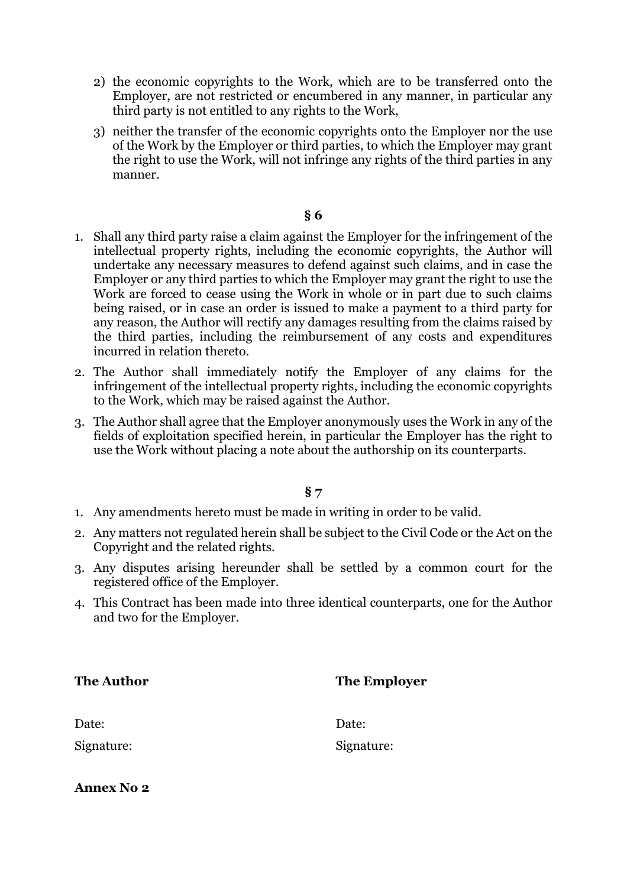2) the economic copyrights to the Work, which are to be transferred onto the Employer, are not restricted or encumbered in any manner, in particular any third party is not entitled to any rights to the Work,
3) neither the transfer of the economic copyrights onto the Employer nor the use of the Work by the Employer or third parties, to which the Employer may grant the right to use the Work, will not infringe any rights of the third parties in any manner.

**§ 6**

1. Shall any third party raise a claim against the Employer for the infringement of the intellectual property rights, including the economic copyrights, the Author will undertake any necessary measures to defend against such claims, and in case the Employer or any third parties to which the Employer may grant the right to use the Work are forced to cease using the Work in whole or in part due to such claims being raised, or in case an order is issued to make a payment to a third party for any reason, the Author will rectify any damages resulting from the claims raised by the third parties, including the reimbursement of any costs and expenditures incurred in relation thereto.
2. The Author shall immediately notify the Employer of any claims for the infringement of the intellectual property rights, including the economic copyrights to the Work, which may be raised against the Author.
3. The Author shall agree that the Employer anonymously uses the Work in any of the fields of exploitation specified herein, in particular the Employer has the right to use the Work without placing a note about the authorship on its counterparts.

**§ 7**

1. Any amendments hereto must be made in writing in order to be valid.
2. Any matters not regulated herein shall be subject to the Civil Code or the Act on the Copyright and the related rights.
3. Any disputes arising hereunder shall be settled by a common court for the registered office of the Employer.
4. This Contract has been made into three identical counterparts, one for the Author and two for the Employer.

| **The Author** | **The Employer** |
|---|---|
| Date: | Date: |
| Signature: | Signature: |

**Annex No 2**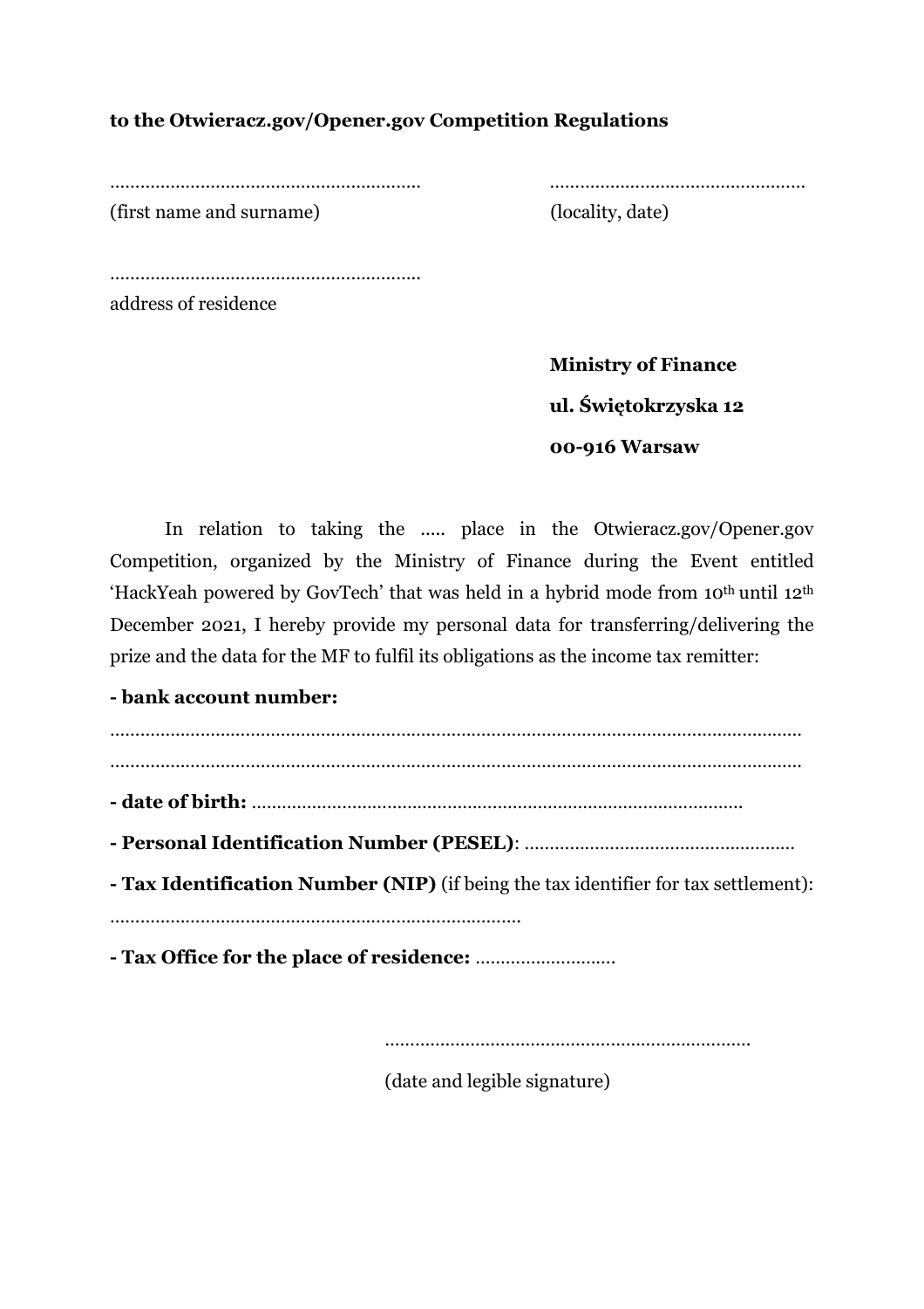**to the Otwieracz.gov/Opener.gov Competition Regulations**

……………………………………………………… ……………………………………………

(first name and surname) (locality, date)

………………………………………………………

address of residence

**Ministry of Finance**

**ul. Świętokrzyska 12**

**00-916 Warsaw**

In relation to taking the ….. place in the Otwieracz.gov/Opener.gov Competition, organized by the Ministry of Finance during the Event entitled 'HackYeah powered by GovTech' that was held in a hybrid mode from 10th until 12th December 2021, I hereby provide my personal data for transferring/delivering the prize and the data for the MF to fulfil its obligations as the income tax remitter:

**- bank account number:**

…………………………………………………………………………………………………………………

…………………………………………………………………………………………………………………

**- date of birth:** ………………………………………………………………………………………

**- Personal Identification Number (PESEL)**: ………………………………………………

**- Tax Identification Number (NIP)** (if being the tax identifier for tax settlement): ………………………………………………………………………

**- Tax Office for the place of residence:** ………………………

…………………………………………………………………

(date and legible signature)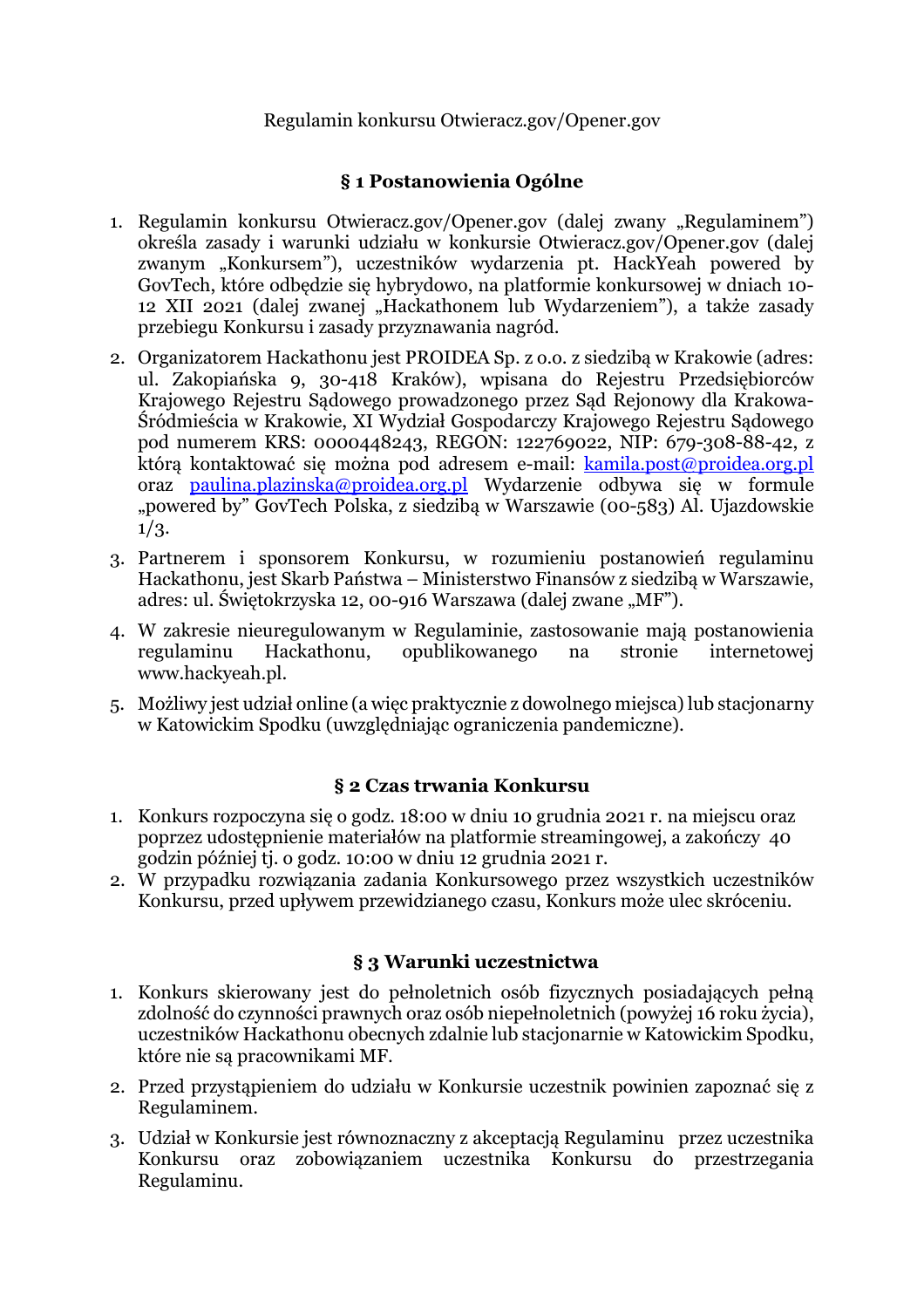Regulamin konkursu Otwieracz.gov/Opener.gov

## § 1 Postanowienia Ogólne

1. Regulamin konkursu Otwieracz.gov/Opener.gov (dalej zwany „Regulaminem") określa zasady i warunki udziału w konkursie Otwieracz.gov/Opener.gov (dalej zwanym „Konkursem"), uczestników wydarzenia pt. HackYeah powered by GovTech, które odbędzie się hybrydowo, na platformie konkursowej w dniach 10-12 XII 2021 (dalej zwanej „Hackathonem lub Wydarzeniem"), a także zasady przebiegu Konkursu i zasady przyznawania nagród.
2. Organizatorem Hackathonu jest PROIDEA Sp. z o.o. z siedzibą w Krakowie (adres: ul. Zakopiańska 9, 30-418 Kraków), wpisana do Rejestru Przedsiębiorców Krajowego Rejestru Sądowego prowadzonego przez Sąd Rejonowy dla Krakowa-Śródmieścia w Krakowie, XI Wydział Gospodarczy Krajowego Rejestru Sądowego pod numerem KRS: 0000448243, REGON: 122769022, NIP: 679-308-88-42, z którą kontaktować się można pod adresem e-mail: kamila.post@proidea.org.pl oraz paulina.plazinska@proidea.org.pl Wydarzenie odbywa się w formule „powered by" GovTech Polska, z siedzibą w Warszawie (00-583) Al. Ujazdowskie 1/3.
3. Partnerem i sponsorem Konkursu, w rozumieniu postanowień regulaminu Hackathonu, jest Skarb Państwa – Ministerstwo Finansów z siedzibą w Warszawie, adres: ul. Świętokrzyska 12, 00-916 Warszawa (dalej zwane „MF").
4. W zakresie nieuregulowanym w Regulaminie, zastosowanie mają postanowienia regulaminu Hackathonu, opublikowanego na stronie internetowej www.hackyeah.pl.
5. Możliwy jest udział online (a więc praktycznie z dowolnego miejsca) lub stacjonarny w Katowickim Spodku (uwzględniając ograniczenia pandemiczne).

## § 2 Czas trwania Konkursu

1. Konkurs rozpoczyna się o godz. 18:00 w dniu 10 grudnia 2021 r. na miejscu oraz poprzez udostępnienie materiałów na platformie streamingowej, a zakończy 40 godzin później tj. o godz. 10:00 w dniu 12 grudnia 2021 r.
2. W przypadku rozwiązania zadania Konkursowego przez wszystkich uczestników Konkursu, przed upływem przewidzianego czasu, Konkurs może ulec skróceniu.

## § 3 Warunki uczestnictwa

1. Konkurs skierowany jest do pełnoletnich osób fizycznych posiadających pełną zdolność do czynności prawnych oraz osób niepełnoletnich (powyżej 16 roku życia), uczestników Hackathonu obecnych zdalnie lub stacjonarnie w Katowickim Spodku, które nie są pracownikami MF.
2. Przed przystąpieniem do udziału w Konkursie uczestnik powinien zapoznać się z Regulaminem.
3. Udział w Konkursie jest równoznaczny z akceptacją Regulaminu przez uczestnika Konkursu oraz zobowiązaniem uczestnika Konkursu do przestrzegania Regulaminu.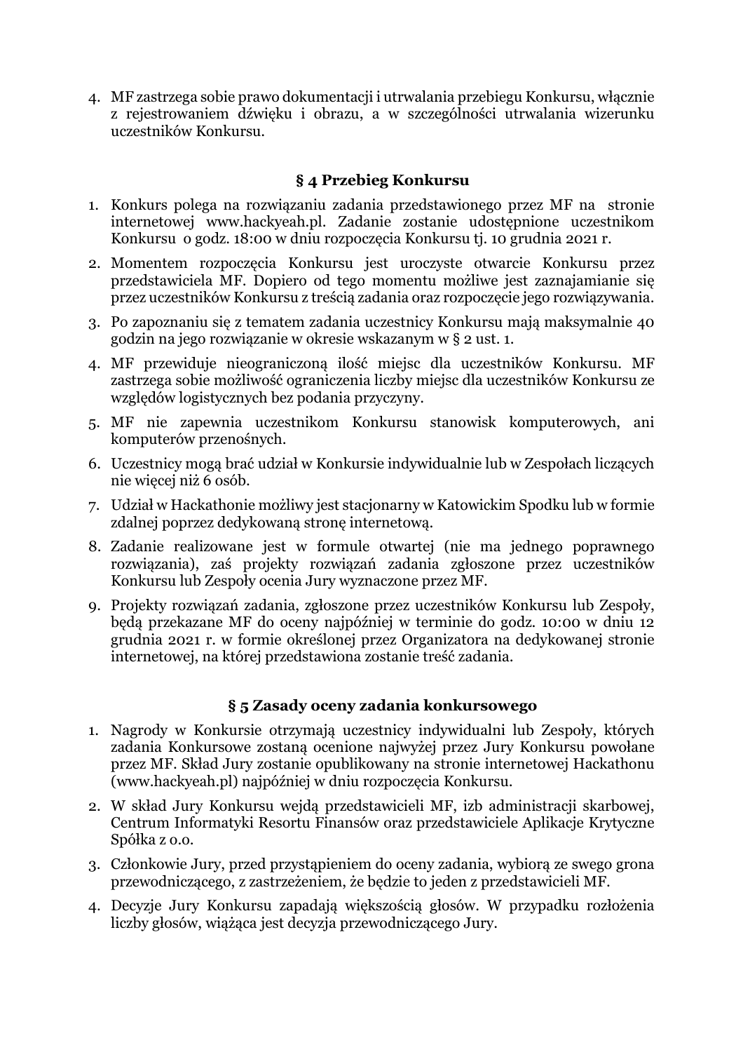4. MF zastrzega sobie prawo dokumentacji i utrwalania przebiegu Konkursu, włącznie z rejestrowaniem dźwięku i obrazu, a w szczególności utrwalania wizerunku uczestników Konkursu.

### § 4 Przebieg Konkursu

1. Konkurs polega na rozwiązaniu zadania przedstawionego przez MF na stronie internetowej www.hackyeah.pl. Zadanie zostanie udostępnione uczestnikom Konkursu o godz. 18:00 w dniu rozpoczęcia Konkursu tj. 10 grudnia 2021 r.
2. Momentem rozpoczęcia Konkursu jest uroczyste otwarcie Konkursu przez przedstawiciela MF. Dopiero od tego momentu możliwe jest zaznajamianie się przez uczestników Konkursu z treścią zadania oraz rozpoczęcie jego rozwiązywania.
3. Po zapoznaniu się z tematem zadania uczestnicy Konkursu mają maksymalnie 40 godzin na jego rozwiązanie w okresie wskazanym w § 2 ust. 1.
4. MF przewiduje nieograniczoną ilość miejsc dla uczestników Konkursu. MF zastrzega sobie możliwość ograniczenia liczby miejsc dla uczestników Konkursu ze względów logistycznych bez podania przyczyny.
5. MF nie zapewnia uczestnikom Konkursu stanowisk komputerowych, ani komputerów przenośnych.
6. Uczestnicy mogą brać udział w Konkursie indywidualnie lub w Zespołach liczących nie więcej niż 6 osób.
7. Udział w Hackathonie możliwy jest stacjonarny w Katowickim Spodku lub w formie zdalnej poprzez dedykowaną stronę internetową.
8. Zadanie realizowane jest w formule otwartej (nie ma jednego poprawnego rozwiązania), zaś projekty rozwiązań zadania zgłoszone przez uczestników Konkursu lub Zespoły ocenia Jury wyznaczone przez MF.
9. Projekty rozwiązań zadania, zgłoszone przez uczestników Konkursu lub Zespoły, będą przekazane MF do oceny najpóźniej w terminie do godz. 10:00 w dniu 12 grudnia 2021 r. w formie określonej przez Organizatora na dedykowanej stronie internetowej, na której przedstawiona zostanie treść zadania.

### § 5 Zasady oceny zadania konkursowego

1. Nagrody w Konkursie otrzymają uczestnicy indywidualni lub Zespoły, których zadania Konkursowe zostaną ocenione najwyżej przez Jury Konkursu powołane przez MF. Skład Jury zostanie opublikowany na stronie internetowej Hackathonu (www.hackyeah.pl) najpóźniej w dniu rozpoczęcia Konkursu.
2. W skład Jury Konkursu wejdą przedstawicieli MF, izb administracji skarbowej, Centrum Informatyki Resortu Finansów oraz przedstawiciele Aplikacje Krytyczne Spółka z o.o.
3. Członkowie Jury, przed przystąpieniem do oceny zadania, wybiorą ze swego grona przewodniczącego, z zastrzeżeniem, że będzie to jeden z przedstawicieli MF.
4. Decyzje Jury Konkursu zapadają większością głosów. W przypadku rozłożenia liczby głosów, wiążąca jest decyzja przewodniczącego Jury.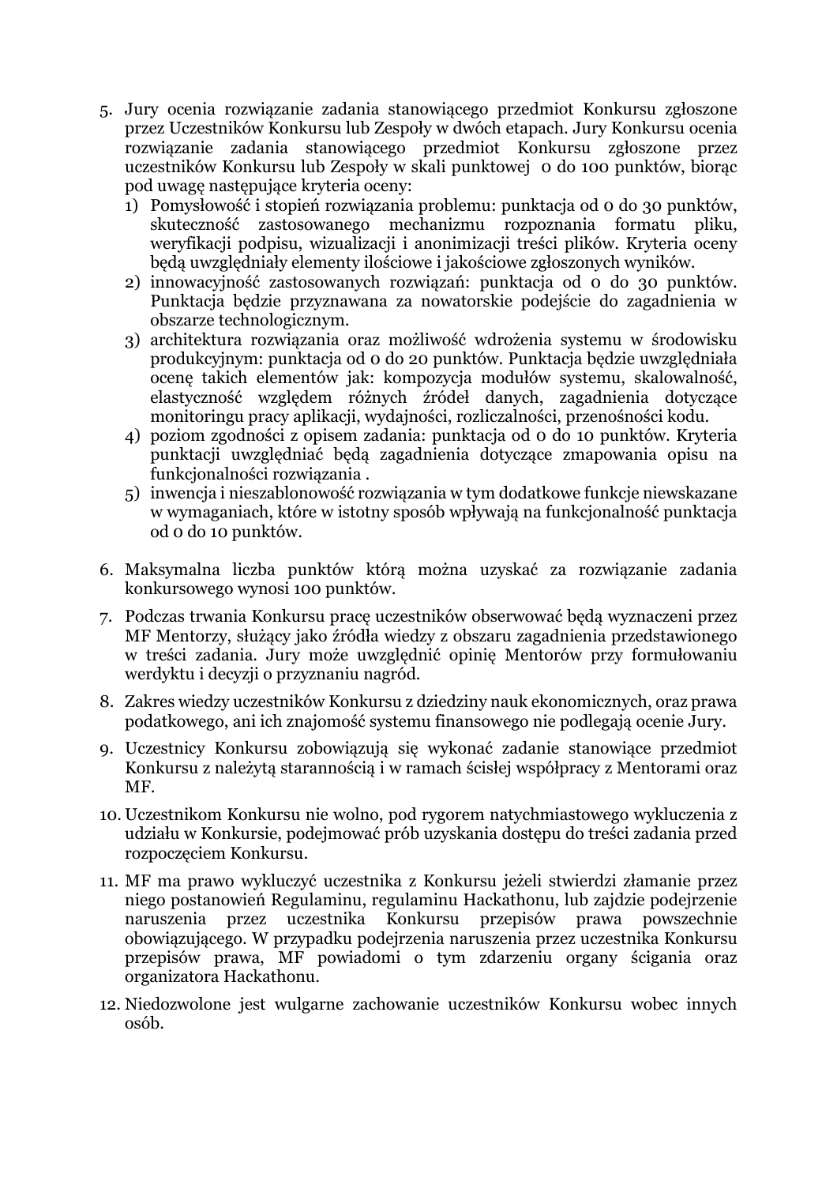5. Jury ocenia rozwiązanie zadania stanowiącego przedmiot Konkursu zgłoszone przez Uczestników Konkursu lub Zespoły w dwóch etapach. Jury Konkursu ocenia rozwiązanie zadania stanowiącego przedmiot Konkursu zgłoszone przez uczestników Konkursu lub Zespoły w skali punktowej 0 do 100 punktów, biorąc pod uwagę następujące kryteria oceny:
   1) Pomysłowość i stopień rozwiązania problemu: punktacja od 0 do 30 punktów, skuteczność zastosowanego mechanizmu rozpoznania formatu pliku, weryfikacji podpisu, wizualizacji i anonimizacji treści plików. Kryteria oceny będą uwzględniały elementy ilościowe i jakościowe zgłoszonych wyników.
   2) innowacyjność zastosowanych rozwiązań: punktacja od 0 do 30 punktów. Punktacja będzie przyznawana za nowatorskie podejście do zagadnienia w obszarze technologicznym.
   3) architektura rozwiązania oraz możliwość wdrożenia systemu w środowisku produkcyjnym: punktacja od 0 do 20 punktów. Punktacja będzie uwzględniała ocenę takich elementów jak: kompozycja modułów systemu, skalowalność, elastyczność względem różnych źródeł danych, zagadnienia dotyczące monitoringu pracy aplikacji, wydajności, rozliczalności, przenośności kodu.
   4) poziom zgodności z opisem zadania: punktacja od 0 do 10 punktów. Kryteria punktacji uwzględniać będą zagadnienia dotyczące zmapowania opisu na funkcjonalności rozwiązania .
   5) inwencja i nieszablonowość rozwiązania w tym dodatkowe funkcje niewskazane w wymaganiach, które w istotny sposób wpływają na funkcjonalność punktacja od 0 do 10 punktów.

6. Maksymalna liczba punktów którą można uzyskać za rozwiązanie zadania konkursowego wynosi 100 punktów.

7. Podczas trwania Konkursu pracę uczestników obserwować będą wyznaczeni przez MF Mentorzy, służący jako źródła wiedzy z obszaru zagadnienia przedstawionego w treści zadania. Jury może uwzględnić opinię Mentorów przy formułowaniu werdyktu i decyzji o przyznaniu nagród.

8. Zakres wiedzy uczestników Konkursu z dziedziny nauk ekonomicznych, oraz prawa podatkowego, ani ich znajomość systemu finansowego nie podlegają ocenie Jury.

9. Uczestnicy Konkursu zobowiązują się wykonać zadanie stanowiące przedmiot Konkursu z należytą starannością i w ramach ścisłej współpracy z Mentorami oraz MF.

10. Uczestnikom Konkursu nie wolno, pod rygorem natychmiastowego wykluczenia z udziału w Konkursie, podejmować prób uzyskania dostępu do treści zadania przed rozpoczęciem Konkursu.

11. MF ma prawo wykluczyć uczestnika z Konkursu jeżeli stwierdzi złamanie przez niego postanowień Regulaminu, regulaminu Hackathonu, lub zajdzie podejrzenie naruszenia przez uczestnika Konkursu przepisów prawa powszechnie obowiązującego. W przypadku podejrzenia naruszenia przez uczestnika Konkursu przepisów prawa, MF powiadomi o tym zdarzeniu organy ścigania oraz organizatora Hackathonu.

12. Niedozwolone jest wulgarne zachowanie uczestników Konkursu wobec innych osób.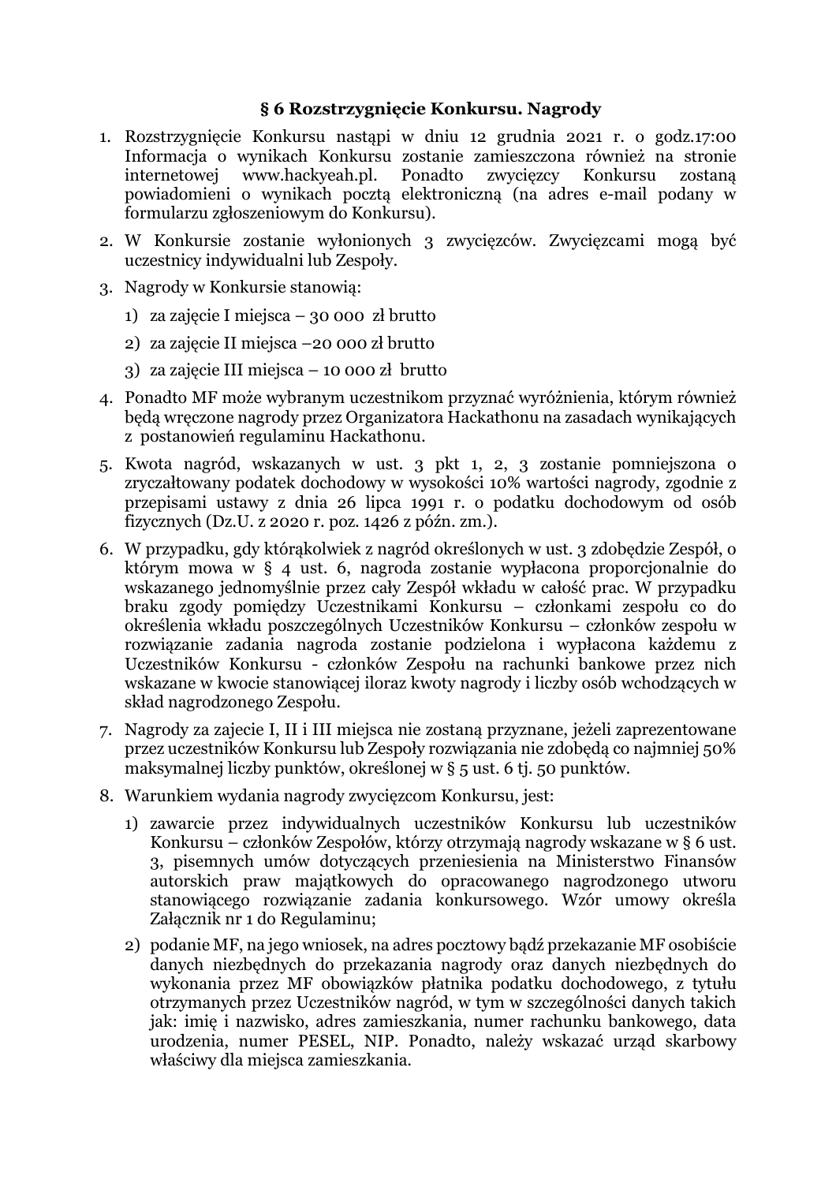### § 6 Rozstrzygnięcie Konkursu. Nagrody

1. Rozstrzygnięcie Konkursu nastąpi w dniu 12 grudnia 2021 r. o godz.17:00 Informacja o wynikach Konkursu zostanie zamieszczona również na stronie internetowej www.hackyeah.pl. Ponadto zwycięzcy Konkursu zostaną powiadomieni o wynikach pocztą elektroniczną (na adres e-mail podany w formularzu zgłoszeniowym do Konkursu).
2. W Konkursie zostanie wyłonionych 3 zwycięzców. Zwycięzcami mogą być uczestnicy indywidualni lub Zespoły.
3. Nagrody w Konkursie stanowią:
   1) za zajęcie I miejsca – 30 000 zł brutto
   2) za zajęcie II miejsca –20 000 zł brutto
   3) za zajęcie III miejsca – 10 000 zł brutto
4. Ponadto MF może wybranym uczestnikom przyznać wyróżnienia, którym również będą wręczone nagrody przez Organizatora Hackathonu na zasadach wynikających z postanowień regulaminu Hackathonu.
5. Kwota nagród, wskazanych w ust. 3 pkt 1, 2, 3 zostanie pomniejszona o zryczałtowany podatek dochodowy w wysokości 10% wartości nagrody, zgodnie z przepisami ustawy z dnia 26 lipca 1991 r. o podatku dochodowym od osób fizycznych (Dz.U. z 2020 r. poz. 1426 z późn. zm.).
6. W przypadku, gdy którąkolwiek z nagród określonych w ust. 3 zdobędzie Zespół, o którym mowa w § 4 ust. 6, nagroda zostanie wypłacona proporcjonalnie do wskazanego jednomyślnie przez cały Zespół wkładu w całość prac. W przypadku braku zgody pomiędzy Uczestnikami Konkursu – członkami zespołu co do określenia wkładu poszczególnych Uczestników Konkursu – członków zespołu w rozwiązanie zadania nagroda zostanie podzielona i wypłacona każdemu z Uczestników Konkursu - członków Zespołu na rachunki bankowe przez nich wskazane w kwocie stanowiącej iloraz kwoty nagrody i liczby osób wchodzących w skład nagrodzonego Zespołu.
7. Nagrody za zajecie I, II i III miejsca nie zostaną przyznane, jeżeli zaprezentowane przez uczestników Konkursu lub Zespoły rozwiązania nie zdobędą co najmniej 50% maksymalnej liczby punktów, określonej w § 5 ust. 6 tj. 50 punktów.
8. Warunkiem wydania nagrody zwycięzcom Konkursu, jest:
   1) zawarcie przez indywidualnych uczestników Konkursu lub uczestników Konkursu – członków Zespołów, którzy otrzymają nagrody wskazane w § 6 ust. 3, pisemnych umów dotyczących przeniesienia na Ministerstwo Finansów autorskich praw majątkowych do opracowanego nagrodzonego utworu stanowiącego rozwiązanie zadania konkursowego. Wzór umowy określa Załącznik nr 1 do Regulaminu;
   2) podanie MF, na jego wniosek, na adres pocztowy bądź przekazanie MF osobiście danych niezbędnych do przekazania nagrody oraz danych niezbędnych do wykonania przez MF obowiązków płatnika podatku dochodowego, z tytułu otrzymanych przez Uczestników nagród, w tym w szczególności danych takich jak: imię i nazwisko, adres zamieszkania, numer rachunku bankowego, data urodzenia, numer PESEL, NIP. Ponadto, należy wskazać urząd skarbowy właściwy dla miejsca zamieszkania.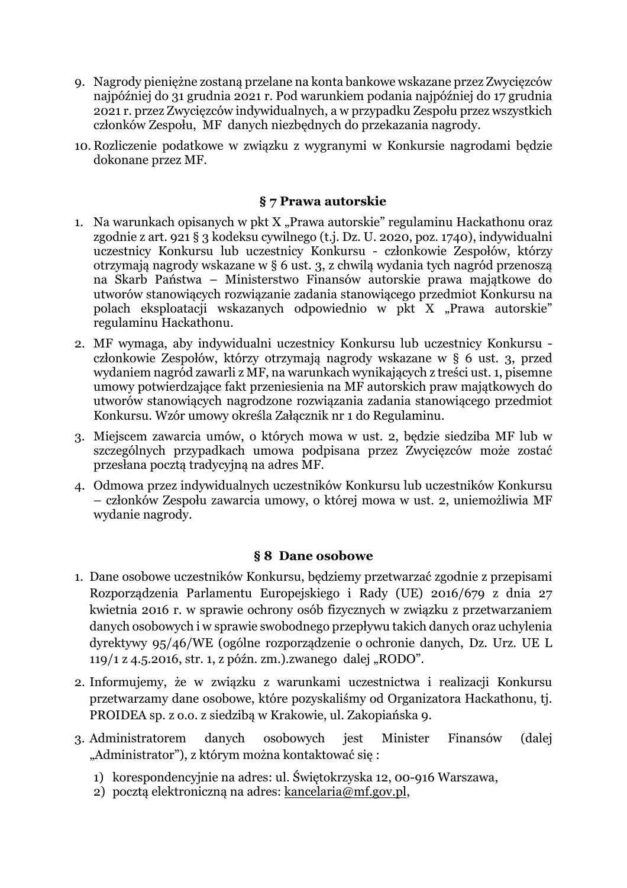9. Nagrody pieniężne zostaną przelane na konta bankowe wskazane przez Zwycięzców najpóźniej do 31 grudnia 2021 r. Pod warunkiem podania najpóźniej do 17 grudnia 2021 r. przez Zwycięzców indywidualnych, a w przypadku Zespołu przez wszystkich członków Zespołu, MF danych niezbędnych do przekazania nagrody.
10. Rozliczenie podatkowe w związku z wygranymi w Konkursie nagrodami będzie dokonane przez MF.

### § 7 Prawa autorskie

1. Na warunkach opisanych w pkt X „Prawa autorskie" regulaminu Hackathonu oraz zgodnie z art. 921 § 3 kodeksu cywilnego (t.j. Dz. U. 2020, poz. 1740), indywidualni uczestnicy Konkursu lub uczestnicy Konkursu - członkowie Zespołów, którzy otrzymają nagrody wskazane w § 6 ust. 3, z chwilą wydania tych nagród przenoszą na Skarb Państwa – Ministerstwo Finansów autorskie prawa majątkowe do utworów stanowiących rozwiązanie zadania stanowiącego przedmiot Konkursu na polach eksploatacji wskazanych odpowiednio w pkt X „Prawa autorskie" regulaminu Hackathonu.
2. MF wymaga, aby indywidualni uczestnicy Konkursu lub uczestnicy Konkursu - członkowie Zespołów, którzy otrzymają nagrody wskazane w § 6 ust. 3, przed wydaniem nagród zawarli z MF, na warunkach wynikających z treści ust. 1, pisemne umowy potwierdzające fakt przeniesienia na MF autorskich praw majątkowych do utworów stanowiących nagrodzone rozwiązania zadania stanowiącego przedmiot Konkursu. Wzór umowy określa Załącznik nr 1 do Regulaminu.
3. Miejscem zawarcia umów, o których mowa w ust. 2, będzie siedziba MF lub w szczególnych przypadkach umowa podpisana przez Zwycięzców może zostać przesłana pocztą tradycyjną na adres MF.
4. Odmowa przez indywidualnych uczestników Konkursu lub uczestników Konkursu – członków Zespołu zawarcia umowy, o której mowa w ust. 2, uniemożliwia MF wydanie nagrody.

### § 8 Dane osobowe

1. Dane osobowe uczestników Konkursu, będziemy przetwarzać zgodnie z przepisami Rozporządzenia Parlamentu Europejskiego i Rady (UE) 2016/679 z dnia 27 kwietnia 2016 r. w sprawie ochrony osób fizycznych w związku z przetwarzaniem danych osobowych i w sprawie swobodnego przepływu takich danych oraz uchylenia dyrektywy 95/46/WE (ogólne rozporządzenie o ochronie danych, Dz. Urz. UE L 119/1 z 4.5.2016, str. 1, z późn. zm.).zwanego dalej „RODO".
2. Informujemy, że w związku z warunkami uczestnictwa i realizacji Konkursu przetwarzamy dane osobowe, które pozyskaliśmy od Organizatora Hackathonu, tj. PROIDEA sp. z o.o. z siedzibą w Krakowie, ul. Zakopiańska 9.
3. Administratorem danych osobowych jest Minister Finansów (dalej „Administrator"), z którym można kontaktować się :
   1) korespondencyjnie na adres: ul. Świętokrzyska 12, 00-916 Warszawa,
   2) pocztą elektroniczną na adres: kancelaria@mf.gov.pl,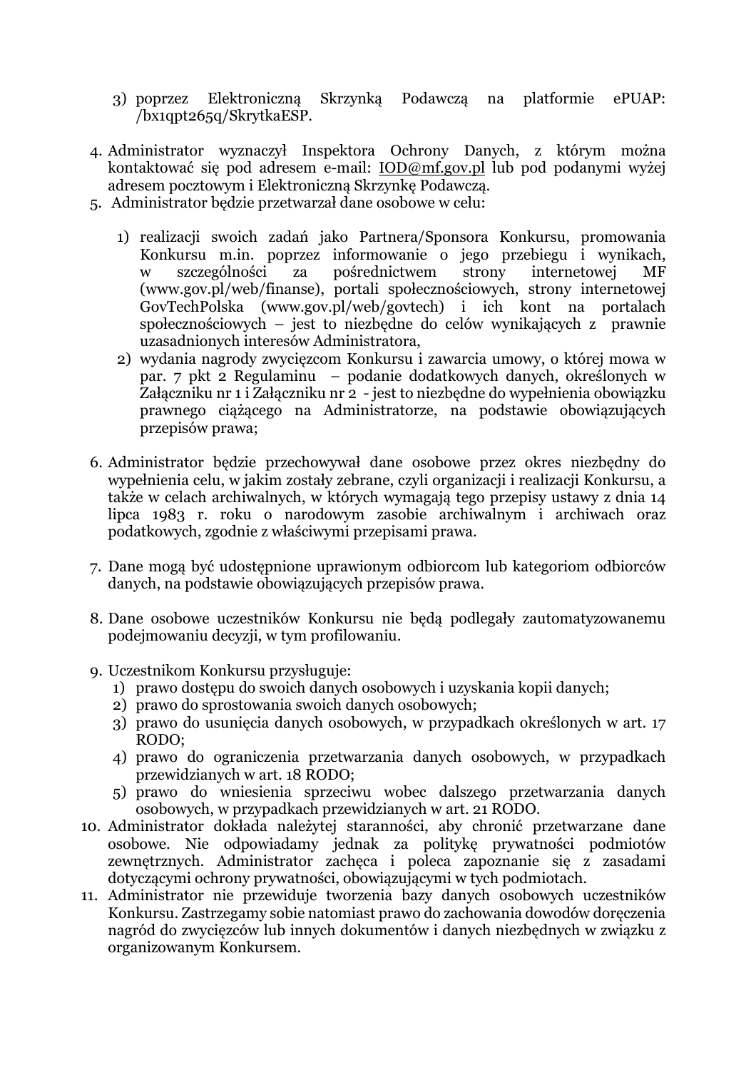3) poprzez Elektroniczną Skrzynką Podawczą na platformie ePUAP: /bx1qpt265q/SkrytkaESP.

4. Administrator wyznaczył Inspektora Ochrony Danych, z którym można kontaktować się pod adresem e-mail: IOD@mf.gov.pl lub pod podanymi wyżej adresem pocztowym i Elektroniczną Skrzynkę Podawczą.
5. Administrator będzie przetwarzał dane osobowe w celu:

   1) realizacji swoich zadań jako Partnera/Sponsora Konkursu, promowania Konkursu m.in. poprzez informowanie o jego przebiegu i wynikach, w szczególności za pośrednictwem strony internetowej MF (www.gov.pl/web/finanse), portali społecznościowych, strony internetowej GovTechPolska (www.gov.pl/web/govtech) i ich kont na portalach społecznościowych – jest to niezbędne do celów wynikających z prawnie uzasadnionych interesów Administratora,
   2) wydania nagrody zwycięzcom Konkursu i zawarcia umowy, o której mowa w par. 7 pkt 2 Regulaminu – podanie dodatkowych danych, określonych w Załączniku nr 1 i Załączniku nr 2 - jest to niezbędne do wypełnienia obowiązku prawnego ciążącego na Administratorze, na podstawie obowiązujących przepisów prawa;

6. Administrator będzie przechowywał dane osobowe przez okres niezbędny do wypełnienia celu, w jakim zostały zebrane, czyli organizacji i realizacji Konkursu, a także w celach archiwalnych, w których wymagają tego przepisy ustawy z dnia 14 lipca 1983 r. roku o narodowym zasobie archiwalnym i archiwach oraz podatkowych, zgodnie z właściwymi przepisami prawa.

7. Dane mogą być udostępnione uprawionym odbiorcom lub kategoriom odbiorców danych, na podstawie obowiązujących przepisów prawa.

8. Dane osobowe uczestników Konkursu nie będą podlegały zautomatyzowanemu podejmowaniu decyzji, w tym profilowaniu.

9. Uczestnikom Konkursu przysługuje:
   1) prawo dostępu do swoich danych osobowych i uzyskania kopii danych;
   2) prawo do sprostowania swoich danych osobowych;
   3) prawo do usunięcia danych osobowych, w przypadkach określonych w art. 17 RODO;
   4) prawo do ograniczenia przetwarzania danych osobowych, w przypadkach przewidzianych w art. 18 RODO;
   5) prawo do wniesienia sprzeciwu wobec dalszego przetwarzania danych osobowych, w przypadkach przewidzianych w art. 21 RODO.
10. Administrator dokłada należytej staranności, aby chronić przetwarzane dane osobowe. Nie odpowiadamy jednak za politykę prywatności podmiotów zewnętrznych. Administrator zachęca i poleca zapoznanie się z zasadami dotyczącymi ochrony prywatności, obowiązującymi w tych podmiotach.
11. Administrator nie przewiduje tworzenia bazy danych osobowych uczestników Konkursu. Zastrzegamy sobie natomiast prawo do zachowania dowodów doręczenia nagród do zwycięzców lub innych dokumentów i danych niezbędnych w związku z organizowanym Konkursem.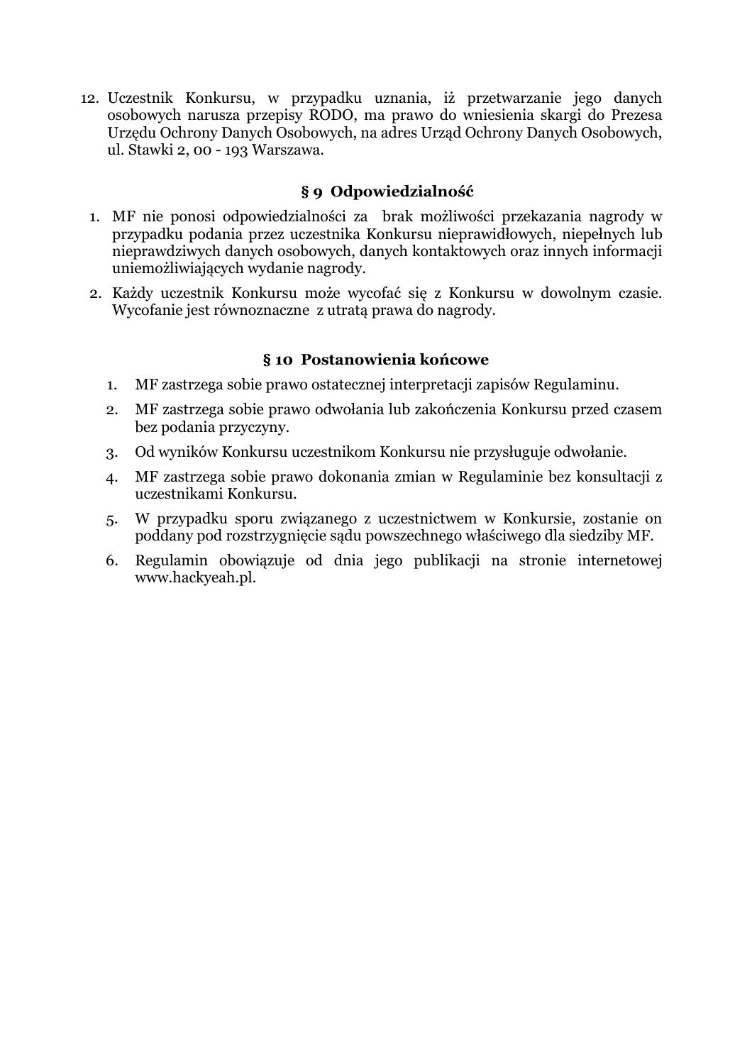12. Uczestnik Konkursu, w przypadku uznania, iż przetwarzanie jego danych osobowych narusza przepisy RODO, ma prawo do wniesienia skargi do Prezesa Urzędu Ochrony Danych Osobowych, na adres Urząd Ochrony Danych Osobowych, ul. Stawki 2, 00 - 193 Warszawa.

### § 9 Odpowiedzialność

1. MF nie ponosi odpowiedzialności za brak możliwości przekazania nagrody w przypadku podania przez uczestnika Konkursu nieprawidłowych, niepełnych lub nieprawdziwych danych osobowych, danych kontaktowych oraz innych informacji uniemożliwiających wydanie nagrody.
2. Każdy uczestnik Konkursu może wycofać się z Konkursu w dowolnym czasie. Wycofanie jest równoznaczne z utratą prawa do nagrody.

### § 10 Postanowienia końcowe

1. MF zastrzega sobie prawo ostatecznej interpretacji zapisów Regulaminu.
2. MF zastrzega sobie prawo odwołania lub zakończenia Konkursu przed czasem bez podania przyczyny.
3. Od wyników Konkursu uczestnikom Konkursu nie przysługuje odwołanie.
4. MF zastrzega sobie prawo dokonania zmian w Regulaminie bez konsultacji z uczestnikami Konkursu.
5. W przypadku sporu związanego z uczestnictwem w Konkursie, zostanie on poddany pod rozstrzygnięcie sądu powszechnego właściwego dla siedziby MF.
6. Regulamin obowiązuje od dnia jego publikacji na stronie internetowej www.hackyeah.pl.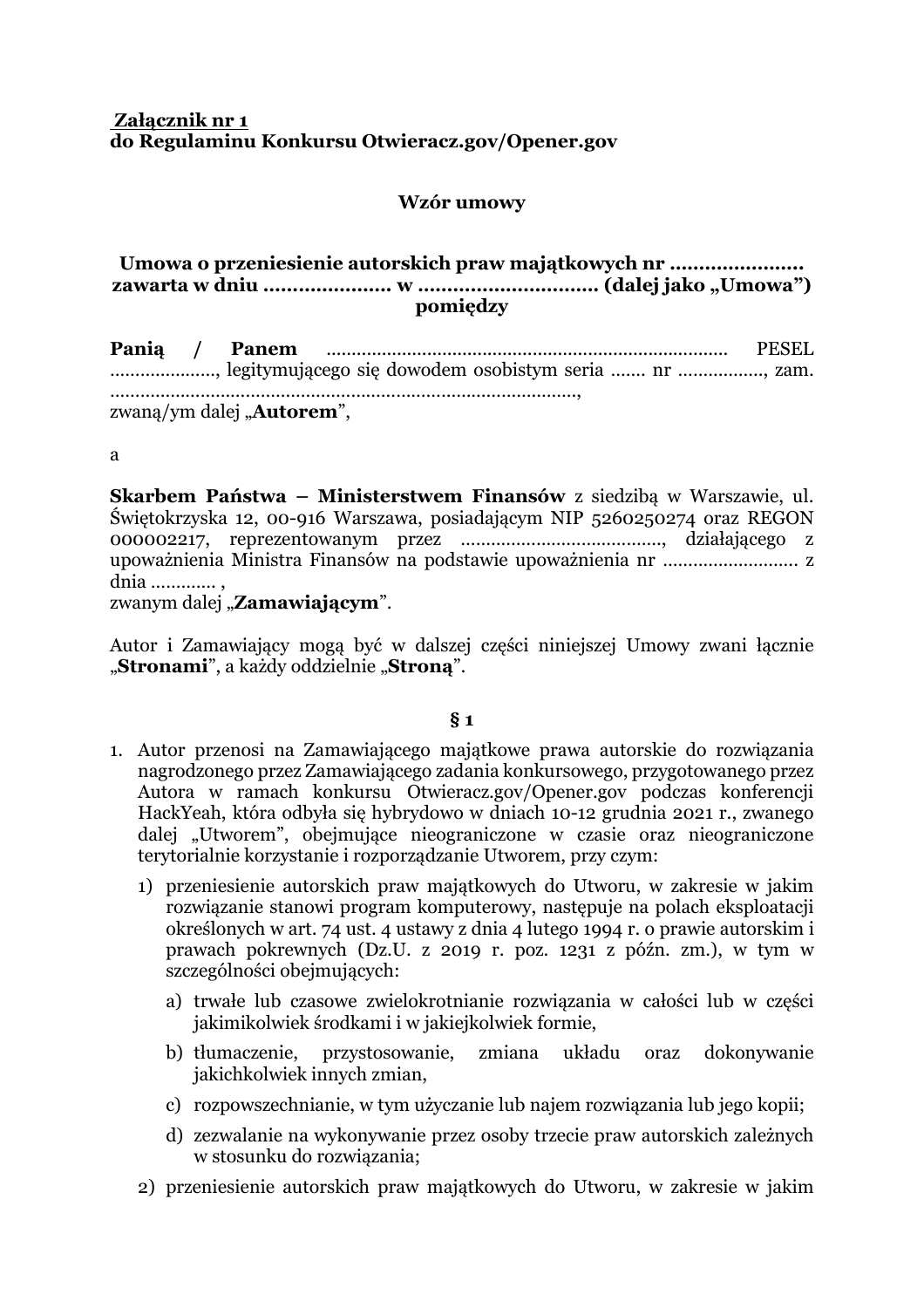**Załącznik nr 1**
**do Regulaminu Konkursu Otwieracz.gov/Opener.gov**

**Wzór umowy**

**Umowa o przeniesienie autorskich praw majątkowych nr …………………. zawarta w dniu ………………… w ………………………… (dalej jako „Umowa")**
**pomiędzy**

**Panią / Panem** ……………………………………………………………………… PESEL …………………, legitymującego się dowodem osobistym seria ……. nr ……………., zam. …………………………………………………………………………………,
zwaną/ym dalej „**Autorem**",

a

**Skarbem Państwa – Ministerstwem Finansów** z siedzibą w Warszawie, ul. Świętokrzyska 12, 00-916 Warszawa, posiadającym NIP 5260250274 oraz REGON 000002217, reprezentowanym przez ………………………………., działającego z upoważnienia Ministra Finansów na podstawie upoważnienia nr …………………….. z dnia ………… ,
zwanym dalej „**Zamawiającym**".

Autor i Zamawiający mogą być w dalszej części niniejszej Umowy zwani łącznie „**Stronami**", a każdy oddzielnie „**Stroną**".

**§ 1**

1. Autor przenosi na Zamawiającego majątkowe prawa autorskie do rozwiązania nagrodzonego przez Zamawiającego zadania konkursowego, przygotowanego przez Autora w ramach konkursu Otwieracz.gov/Opener.gov podczas konferencji HackYeah, która odbyła się hybrydowo w dniach 10-12 grudnia 2021 r., zwanego dalej „Utworem", obejmujące nieograniczone w czasie oraz nieograniczone terytorialnie korzystanie i rozporządzanie Utworem, przy czym:
   1) przeniesienie autorskich praw majątkowych do Utworu, w zakresie w jakim rozwiązanie stanowi program komputerowy, następuje na polach eksploatacji określonych w art. 74 ust. 4 ustawy z dnia 4 lutego 1994 r. o prawie autorskim i prawach pokrewnych (Dz.U. z 2019 r. poz. 1231 z późn. zm.), w tym w szczególności obejmujących:
      a) trwałe lub czasowe zwielokrotnianie rozwiązania w całości lub w części jakimikolwiek środkami i w jakiejkolwiek formie,
      b) tłumaczenie, przystosowanie, zmiana układu oraz dokonywanie jakichkolwiek innych zmian,
      c) rozpowszechnianie, w tym użyczanie lub najem rozwiązania lub jego kopii;
      d) zezwalanie na wykonywanie przez osoby trzecie praw autorskich zależnych w stosunku do rozwiązania;
   2) przeniesienie autorskich praw majątkowych do Utworu, w zakresie w jakim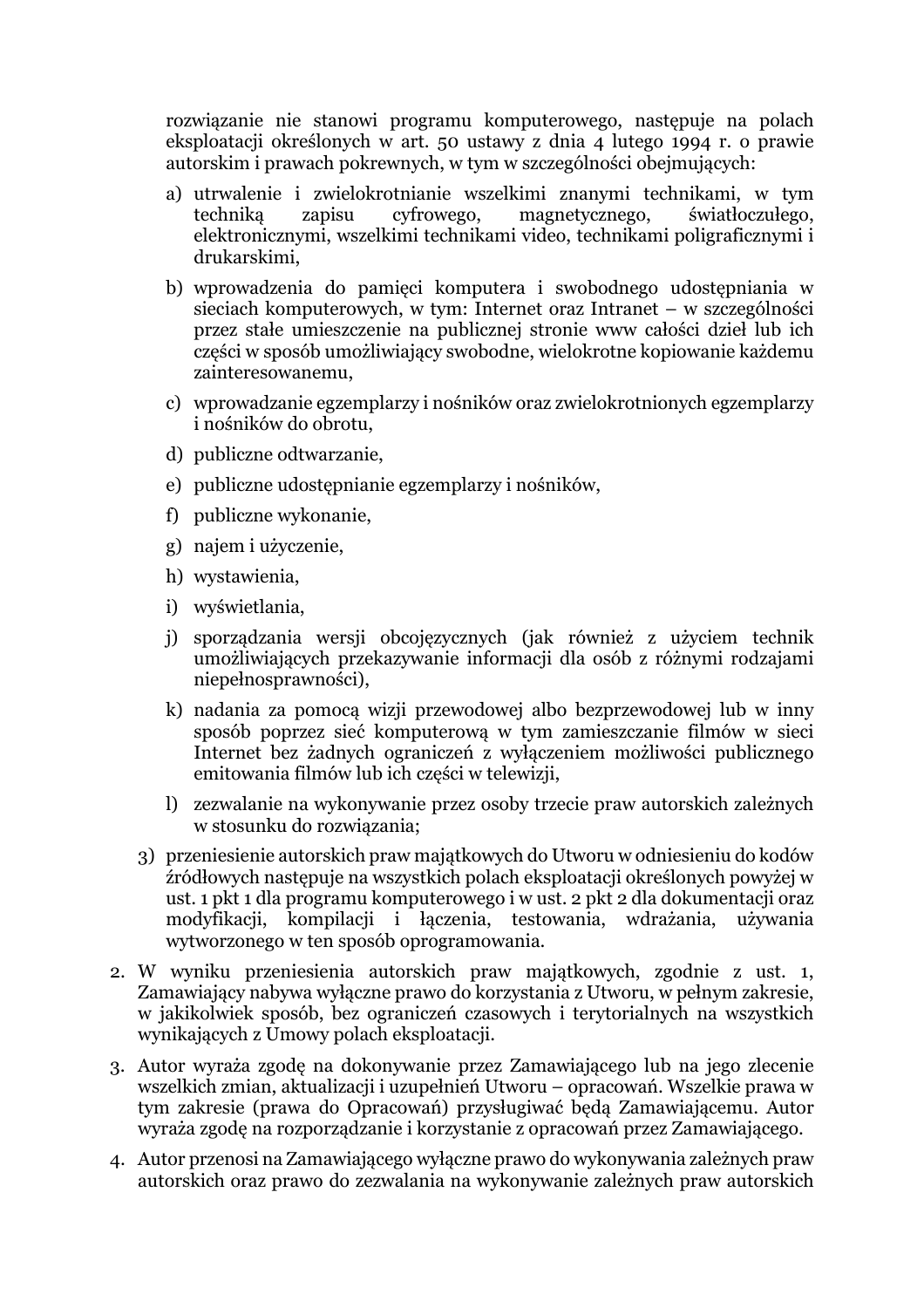rozwiązanie nie stanowi programu komputerowego, następuje na polach eksploatacji określonych w art. 50 ustawy z dnia 4 lutego 1994 r. o prawie autorskim i prawach pokrewnych, w tym w szczególności obejmujących:

a) utrwalenie i zwielokrotnianie wszelkimi znanymi technikami, w tym techniką zapisu cyfrowego, magnetycznego, światłoczułego, elektronicznymi, wszelkimi technikami video, technikami poligraficznymi i drukarskimi,

b) wprowadzenia do pamięci komputera i swobodnego udostępniania w sieciach komputerowych, w tym: Internet oraz Intranet – w szczególności przez stałe umieszczenie na publicznej stronie www całości dzieł lub ich części w sposób umożliwiający swobodne, wielokrotne kopiowanie każdemu zainteresowanemu,

c) wprowadzanie egzemplarzy i nośników oraz zwielokrotnionych egzemplarzy i nośników do obrotu,

d) publiczne odtwarzanie,

e) publiczne udostępnianie egzemplarzy i nośników,

f) publiczne wykonanie,

g) najem i użyczenie,

h) wystawienia,

i) wyświetlania,

j) sporządzania wersji obcojęzycznych (jak również z użyciem technik umożliwiających przekazywanie informacji dla osób z różnymi rodzajami niepełnosprawności),

k) nadania za pomocą wizji przewodowej albo bezprzewodowej lub w inny sposób poprzez sieć komputerową w tym zamieszczanie filmów w sieci Internet bez żadnych ograniczeń z wyłączeniem możliwości publicznego emitowania filmów lub ich części w telewizji,

l) zezwalanie na wykonywanie przez osoby trzecie praw autorskich zależnych w stosunku do rozwiązania;

3) przeniesienie autorskich praw majątkowych do Utworu w odniesieniu do kodów źródłowych następuje na wszystkich polach eksploatacji określonych powyżej w ust. 1 pkt 1 dla programu komputerowego i w ust. 2 pkt 2 dla dokumentacji oraz modyfikacji, kompilacji i łączenia, testowania, wdrażania, używania wytworzonego w ten sposób oprogramowania.

2. W wyniku przeniesienia autorskich praw majątkowych, zgodnie z ust. 1, Zamawiający nabywa wyłączne prawo do korzystania z Utworu, w pełnym zakresie, w jakikolwiek sposób, bez ograniczeń czasowych i terytorialnych na wszystkich wynikających z Umowy polach eksploatacji.

3. Autor wyraża zgodę na dokonywanie przez Zamawiającego lub na jego zlecenie wszelkich zmian, aktualizacji i uzupełnień Utworu – opracowań. Wszelkie prawa w tym zakresie (prawa do Opracowań) przysługiwać będą Zamawiającemu. Autor wyraża zgodę na rozporządzanie i korzystanie z opracowań przez Zamawiającego.

4. Autor przenosi na Zamawiającego wyłączne prawo do wykonywania zależnych praw autorskich oraz prawo do zezwalania na wykonywanie zależnych praw autorskich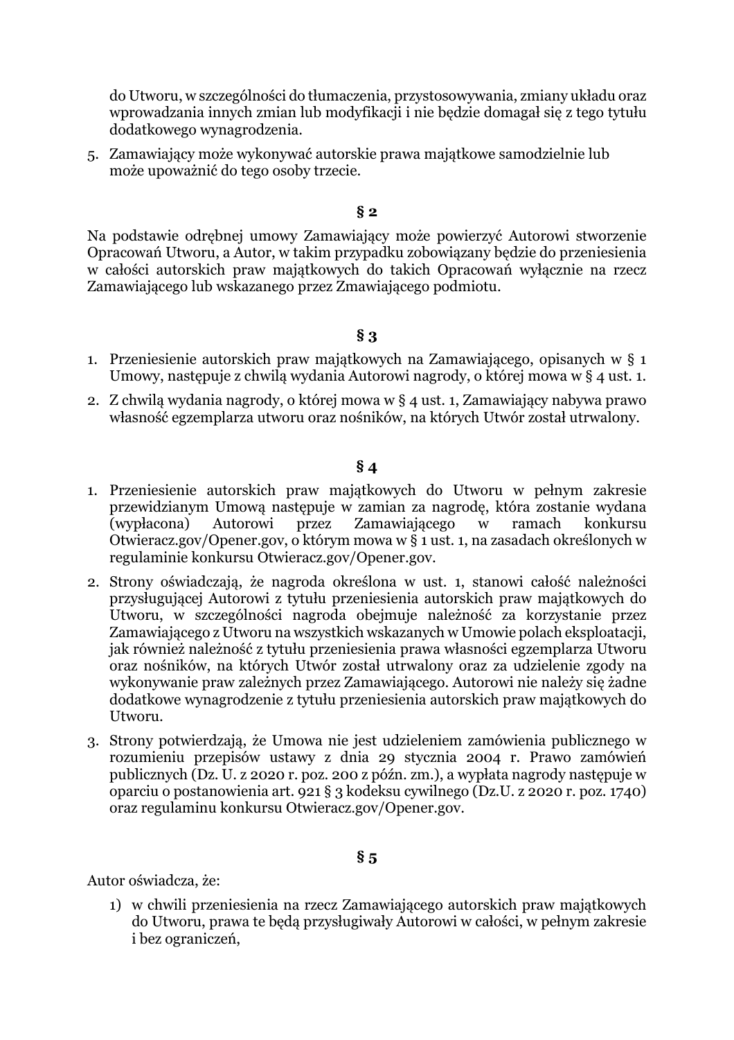do Utworu, w szczególności do tłumaczenia, przystosowywania, zmiany układu oraz wprowadzania innych zmian lub modyfikacji i nie będzie domagał się z tego tytułu dodatkowego wynagrodzenia.

5. Zamawiający może wykonywać autorskie prawa majątkowe samodzielnie lub może upoważnić do tego osoby trzecie.

**§ 2**

Na podstawie odrębnej umowy Zamawiający może powierzyć Autorowi stworzenie Opracowań Utworu, a Autor, w takim przypadku zobowiązany będzie do przeniesienia w całości autorskich praw majątkowych do takich Opracowań wyłącznie na rzecz Zamawiającego lub wskazanego przez Zmawiającego podmiotu.

**§ 3**

1. Przeniesienie autorskich praw majątkowych na Zamawiającego, opisanych w § 1 Umowy, następuje z chwilą wydania Autorowi nagrody, o której mowa w § 4 ust. 1.
2. Z chwilą wydania nagrody, o której mowa w § 4 ust. 1, Zamawiający nabywa prawo własność egzemplarza utworu oraz nośników, na których Utwór został utrwalony.

**§ 4**

1. Przeniesienie autorskich praw majątkowych do Utworu w pełnym zakresie przewidzianym Umową następuje w zamian za nagrodę, która zostanie wydana (wypłacona) Autorowi przez Zamawiającego w ramach konkursu Otwieracz.gov/Opener.gov, o którym mowa w § 1 ust. 1, na zasadach określonych w regulaminie konkursu Otwieracz.gov/Opener.gov.
2. Strony oświadczają, że nagroda określona w ust. 1, stanowi całość należności przysługującej Autorowi z tytułu przeniesienia autorskich praw majątkowych do Utworu, w szczególności nagroda obejmuje należność za korzystanie przez Zamawiającego z Utworu na wszystkich wskazanych w Umowie polach eksploatacji, jak również należność z tytułu przeniesienia prawa własności egzemplarza Utworu oraz nośników, na których Utwór został utrwalony oraz za udzielenie zgody na wykonywanie praw zależnych przez Zamawiającego. Autorowi nie należy się żadne dodatkowe wynagrodzenie z tytułu przeniesienia autorskich praw majątkowych do Utworu.
3. Strony potwierdzają, że Umowa nie jest udzieleniem zamówienia publicznego w rozumieniu przepisów ustawy z dnia 29 stycznia 2004 r. Prawo zamówień publicznych (Dz. U. z 2020 r. poz. 200 z późn. zm.), a wypłata nagrody następuje w oparciu o postanowienia art. 921 § 3 kodeksu cywilnego (Dz.U. z 2020 r. poz. 1740) oraz regulaminu konkursu Otwieracz.gov/Opener.gov.

**§ 5**

Autor oświadcza, że:

1) w chwili przeniesienia na rzecz Zamawiającego autorskich praw majątkowych do Utworu, prawa te będą przysługiwały Autorowi w całości, w pełnym zakresie i bez ograniczeń,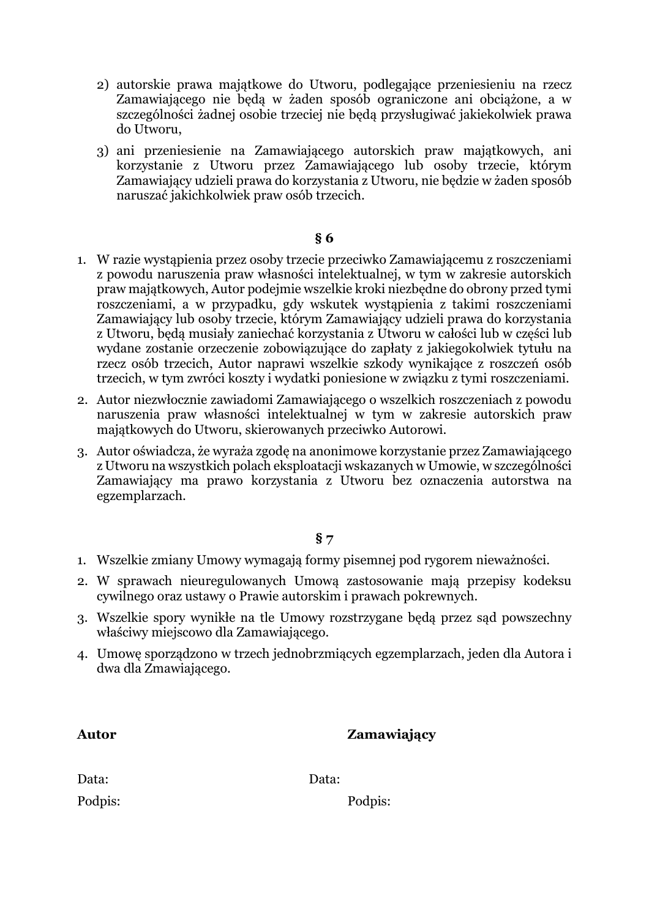2) autorskie prawa majątkowe do Utworu, podlegające przeniesieniu na rzecz Zamawiającego nie będą w żaden sposób ograniczone ani obciążone, a w szczególności żadnej osobie trzeciej nie będą przysługiwać jakiekolwiek prawa do Utworu,

3) ani przeniesienie na Zamawiającego autorskich praw majątkowych, ani korzystanie z Utworu przez Zamawiającego lub osoby trzecie, którym Zamawiający udzieli prawa do korzystania z Utworu, nie będzie w żaden sposób naruszać jakichkolwiek praw osób trzecich.

**§ 6**

1. W razie wystąpienia przez osoby trzecie przeciwko Zamawiającemu z roszczeniami z powodu naruszenia praw własności intelektualnej, w tym w zakresie autorskich praw majątkowych, Autor podejmie wszelkie kroki niezbędne do obrony przed tymi roszczeniami, a w przypadku, gdy wskutek wystąpienia z takimi roszczeniami Zamawiający lub osoby trzecie, którym Zamawiający udzieli prawa do korzystania z Utworu, będą musiały zaniechać korzystania z Utworu w całości lub w części lub wydane zostanie orzeczenie zobowiązujące do zapłaty z jakiegokolwiek tytułu na rzecz osób trzecich, Autor naprawi wszelkie szkody wynikające z roszczeń osób trzecich, w tym zwróci koszty i wydatki poniesione w związku z tymi roszczeniami.
2. Autor niezwłocznie zawiadomi Zamawiającego o wszelkich roszczeniach z powodu naruszenia praw własności intelektualnej w tym w zakresie autorskich praw majątkowych do Utworu, skierowanych przeciwko Autorowi.
3. Autor oświadcza, że wyraża zgodę na anonimowe korzystanie przez Zamawiającego z Utworu na wszystkich polach eksploatacji wskazanych w Umowie, w szczególności Zamawiający ma prawo korzystania z Utworu bez oznaczenia autorstwa na egzemplarzach.

**§ 7**

1. Wszelkie zmiany Umowy wymagają formy pisemnej pod rygorem nieważności.
2. W sprawach nieuregulowanych Umową zastosowanie mają przepisy kodeksu cywilnego oraz ustawy o Prawie autorskim i prawach pokrewnych.
3. Wszelkie spory wynikłe na tle Umowy rozstrzygane będą przez sąd powszechny właściwy miejscowo dla Zamawiającego.
4. Umowę sporządzono w trzech jednobrzmiących egzemplarzach, jeden dla Autora i dwa dla Zmawiającego.

**Autor** **Zamawiający**

Data: Data:

Podpis: Podpis: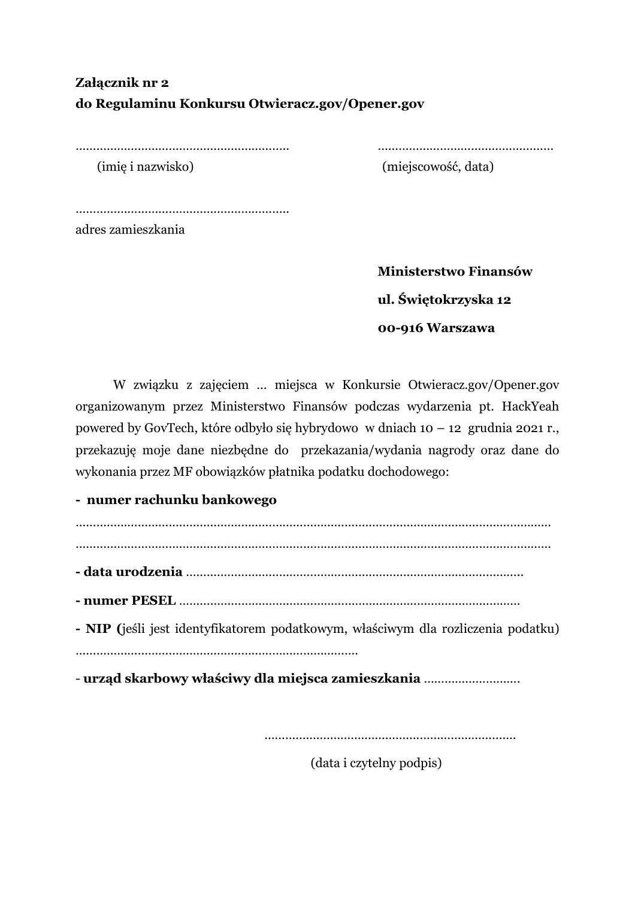**Załącznik nr 2**
**do Regulaminu Konkursu Otwieracz.gov/Opener.gov**

.............................................................
(imię i nazwisko)

...................................................
(miejscowość, data)

.............................................................
adres zamieszkania

**Ministerstwo Finansów**
**ul. Świętokrzyska 12**
**00-916 Warszawa**

W związku z zajęciem ... miejsca w Konkursie Otwieracz.gov/Opener.gov organizowanym przez Ministerstwo Finansów podczas wydarzenia pt. HackYeah powered by GovTech, które odbyło się hybrydowo w dniach 10 – 12 grudnia 2021 r., przekazuję moje dane niezbędne do przekazania/wydania nagrody oraz dane do wykonania przez MF obowiązków płatnika podatku dochodowego:

**- numer rachunku bankowego**
.........................................................................................................................................
.........................................................................................................................................

**- data urodzenia** ...............................................................................................

**- numer PESEL** ..................................................................................................

**- NIP (**jeśli jest identyfikatorem podatkowym, właściwym dla rozliczenia podatku) .................................................................................

- **urząd skarbowy właściwy dla miejsca zamieszkania** ...........................

.........................................................................
(data i czytelny podpis)